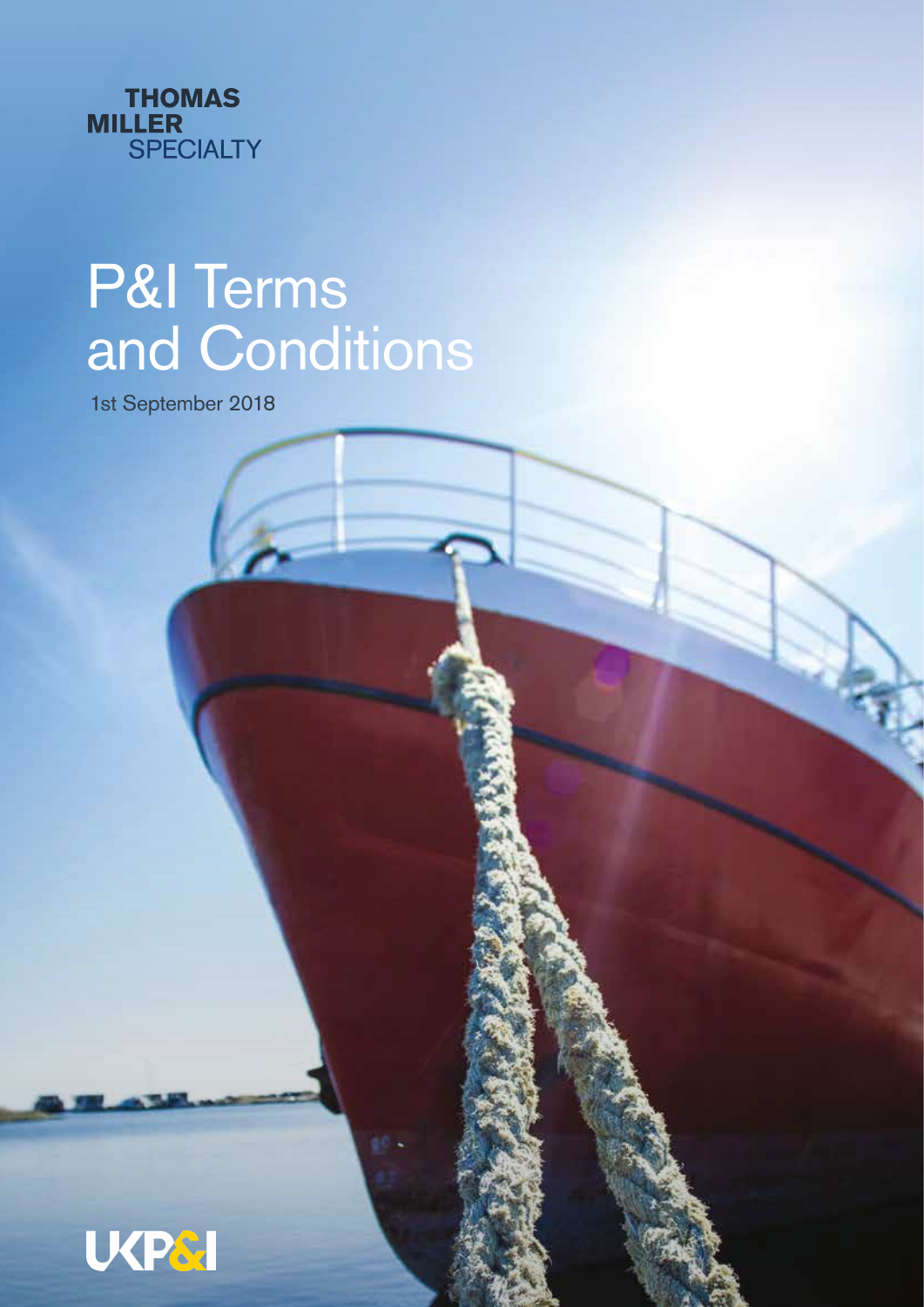THOMAS
MILLER
SPECIALTY

# P&I Terms and Conditions

1st September 2018

UKP&I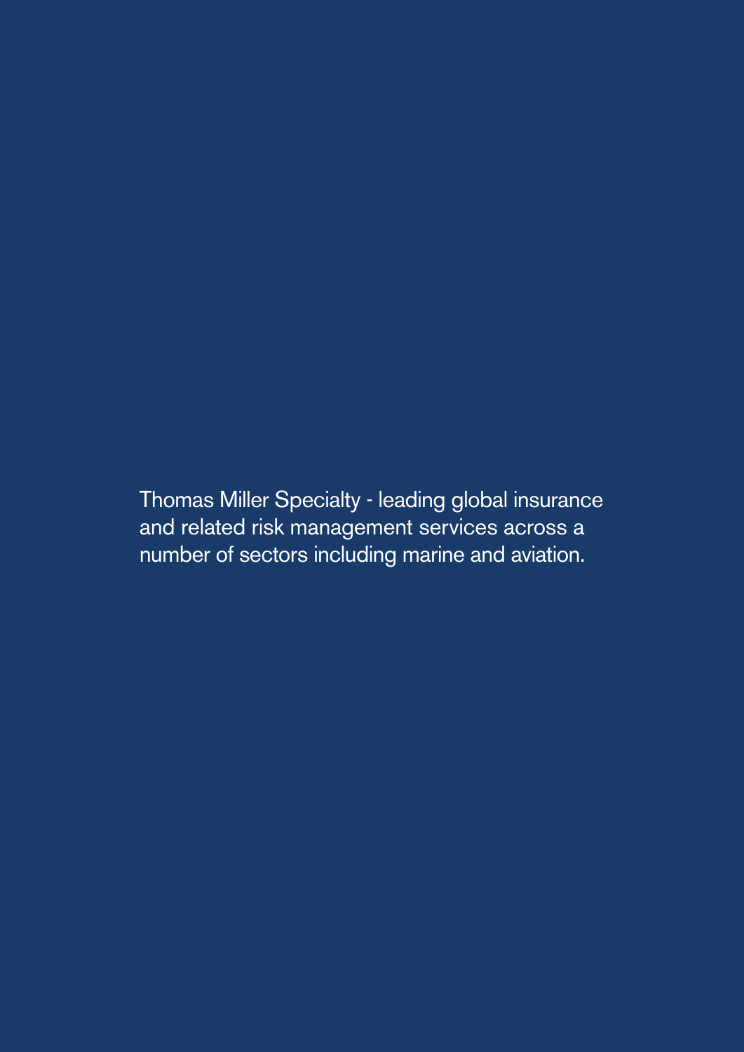Thomas Miller Specialty - leading global insurance and related risk management services across a number of sectors including marine and aviation.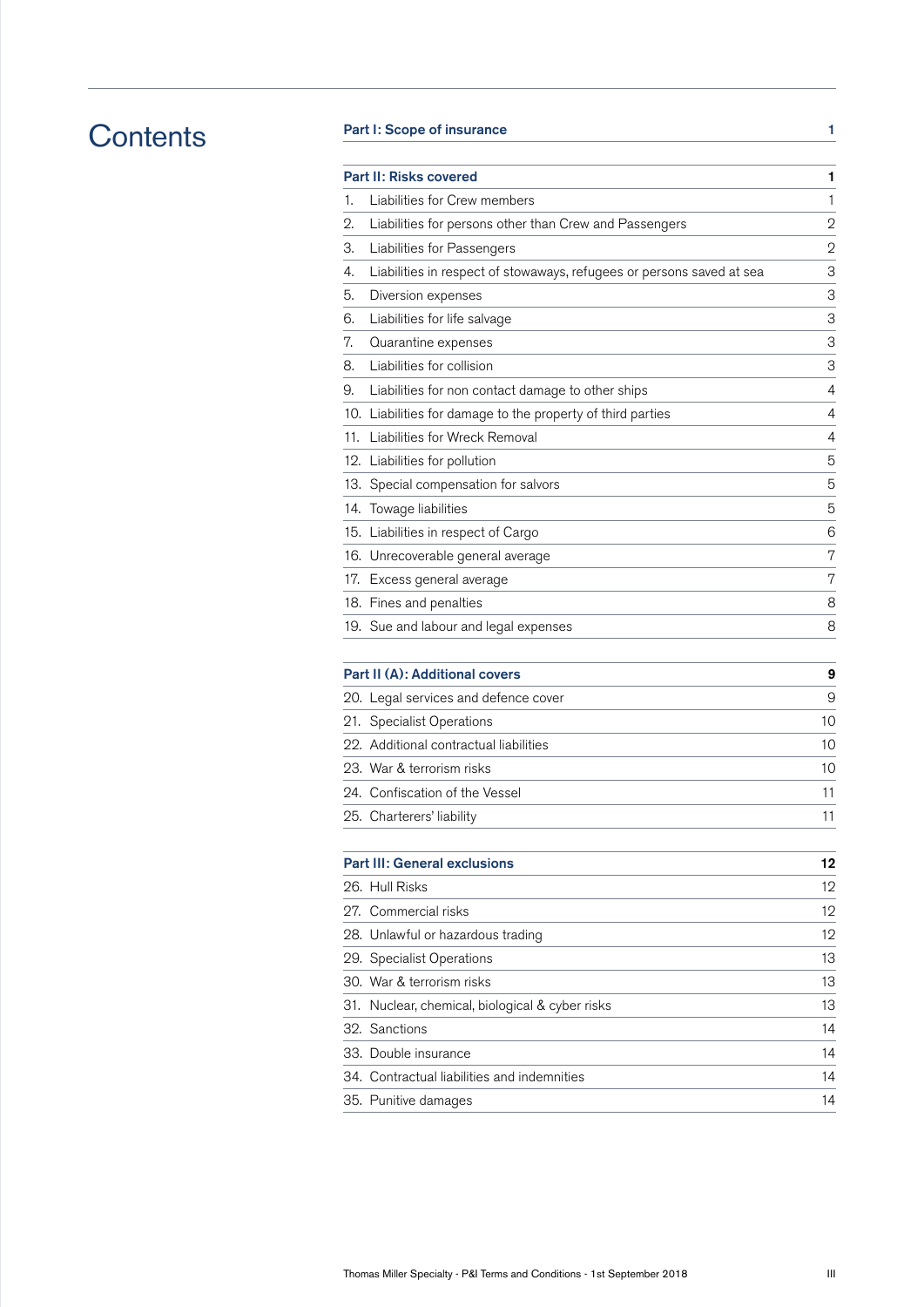# Contents

| Part I: Scope of insurance | 1 |
|---|---|

| Part II: Risks covered | 1 |
|---|---|
| 1. Liabilities for Crew members | 1 |
| 2. Liabilities for persons other than Crew and Passengers | 2 |
| 3. Liabilities for Passengers | 2 |
| 4. Liabilities in respect of stowaways, refugees or persons saved at sea | 3 |
| 5. Diversion expenses | 3 |
| 6. Liabilities for life salvage | 3 |
| 7. Quarantine expenses | 3 |
| 8. Liabilities for collision | 3 |
| 9. Liabilities for non contact damage to other ships | 4 |
| 10. Liabilities for damage to the property of third parties | 4 |
| 11. Liabilities for Wreck Removal | 4 |
| 12. Liabilities for pollution | 5 |
| 13. Special compensation for salvors | 5 |
| 14. Towage liabilities | 5 |
| 15. Liabilities in respect of Cargo | 6 |
| 16. Unrecoverable general average | 7 |
| 17. Excess general average | 7 |
| 18. Fines and penalties | 8 |
| 19. Sue and labour and legal expenses | 8 |

| Part II (A): Additional covers | 9 |
|---|---|
| 20. Legal services and defence cover | 9 |
| 21. Specialist Operations | 10 |
| 22. Additional contractual liabilities | 10 |
| 23. War & terrorism risks | 10 |
| 24. Confiscation of the Vessel | 11 |
| 25. Charterers' liability | 11 |

| Part III: General exclusions | 12 |
|---|---|
| 26. Hull Risks | 12 |
| 27. Commercial risks | 12 |
| 28. Unlawful or hazardous trading | 12 |
| 29. Specialist Operations | 13 |
| 30. War & terrorism risks | 13 |
| 31. Nuclear, chemical, biological & cyber risks | 13 |
| 32. Sanctions | 14 |
| 33. Double insurance | 14 |
| 34. Contractual liabilities and indemnities | 14 |
| 35. Punitive damages | 14 |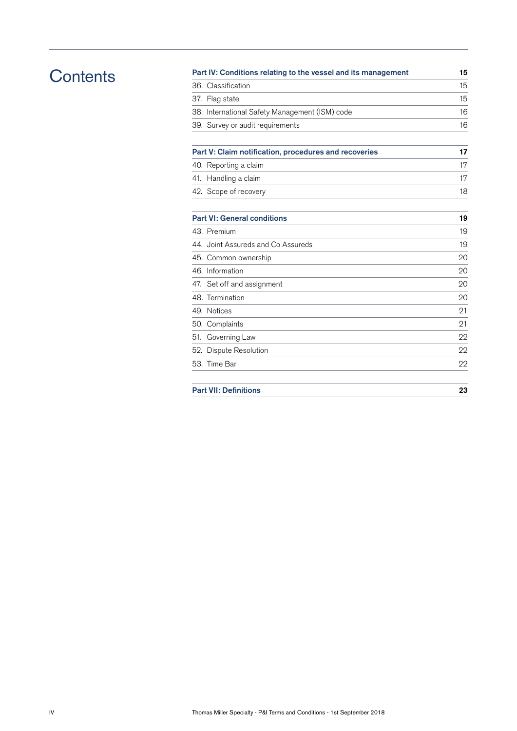# Contents

| Part IV: Conditions relating to the vessel and its management | 15 |
|---|---|
| 36. Classification | 15 |
| 37. Flag state | 15 |
| 38. International Safety Management (ISM) code | 16 |
| 39. Survey or audit requirements | 16 |

| Part V: Claim notification, procedures and recoveries | 17 |
|---|---|
| 40. Reporting a claim | 17 |
| 41. Handling a claim | 17 |
| 42. Scope of recovery | 18 |

| Part VI: General conditions | 19 |
|---|---|
| 43. Premium | 19 |
| 44. Joint Assureds and Co Assureds | 19 |
| 45. Common ownership | 20 |
| 46. Information | 20 |
| 47. Set off and assignment | 20 |
| 48. Termination | 20 |
| 49. Notices | 21 |
| 50. Complaints | 21 |
| 51. Governing Law | 22 |
| 52. Dispute Resolution | 22 |
| 53. Time Bar | 22 |

| Part VII: Definitions | 23 |
|---|---|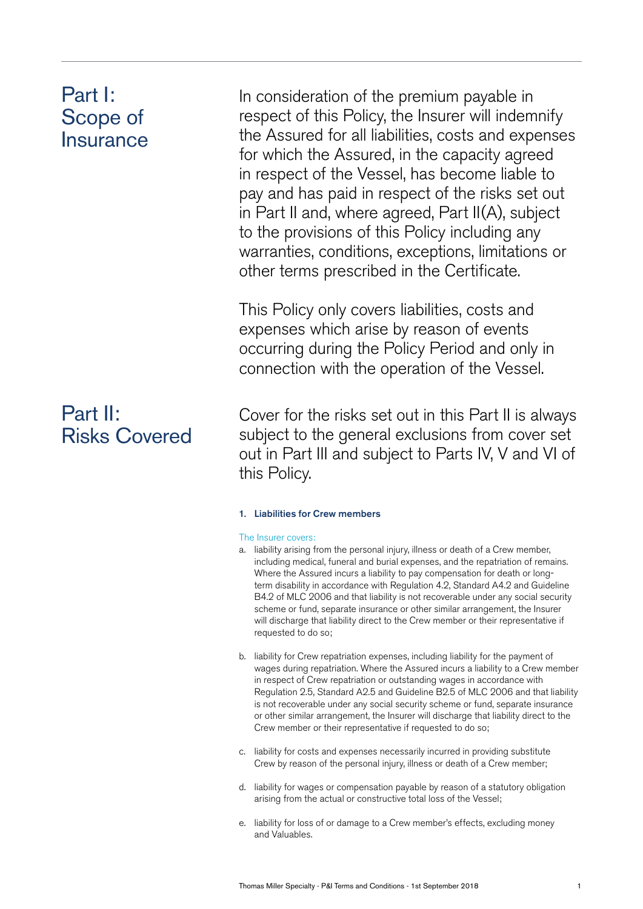## Part I: Scope of Insurance

In consideration of the premium payable in respect of this Policy, the Insurer will indemnify the Assured for all liabilities, costs and expenses for which the Assured, in the capacity agreed in respect of the Vessel, has become liable to pay and has paid in respect of the risks set out in Part II and, where agreed, Part II(A), subject to the provisions of this Policy including any warranties, conditions, exceptions, limitations or other terms prescribed in the Certificate.

This Policy only covers liabilities, costs and expenses which arise by reason of events occurring during the Policy Period and only in connection with the operation of the Vessel.

## Part II: Risks Covered

Cover for the risks set out in this Part II is always subject to the general exclusions from cover set out in Part III and subject to Parts IV, V and VI of this Policy.

### 1. Liabilities for Crew members

The Insurer covers:

a. liability arising from the personal injury, illness or death of a Crew member, including medical, funeral and burial expenses, and the repatriation of remains. Where the Assured incurs a liability to pay compensation for death or long-term disability in accordance with Regulation 4.2, Standard A4.2 and Guideline B4.2 of MLC 2006 and that liability is not recoverable under any social security scheme or fund, separate insurance or other similar arrangement, the Insurer will discharge that liability direct to the Crew member or their representative if requested to do so;

b. liability for Crew repatriation expenses, including liability for the payment of wages during repatriation. Where the Assured incurs a liability to a Crew member in respect of Crew repatriation or outstanding wages in accordance with Regulation 2.5, Standard A2.5 and Guideline B2.5 of MLC 2006 and that liability is not recoverable under any social security scheme or fund, separate insurance or other similar arrangement, the Insurer will discharge that liability direct to the Crew member or their representative if requested to do so;

c. liability for costs and expenses necessarily incurred in providing substitute Crew by reason of the personal injury, illness or death of a Crew member;

d. liability for wages or compensation payable by reason of a statutory obligation arising from the actual or constructive total loss of the Vessel;

e. liability for loss of or damage to a Crew member's effects, excluding money and Valuables.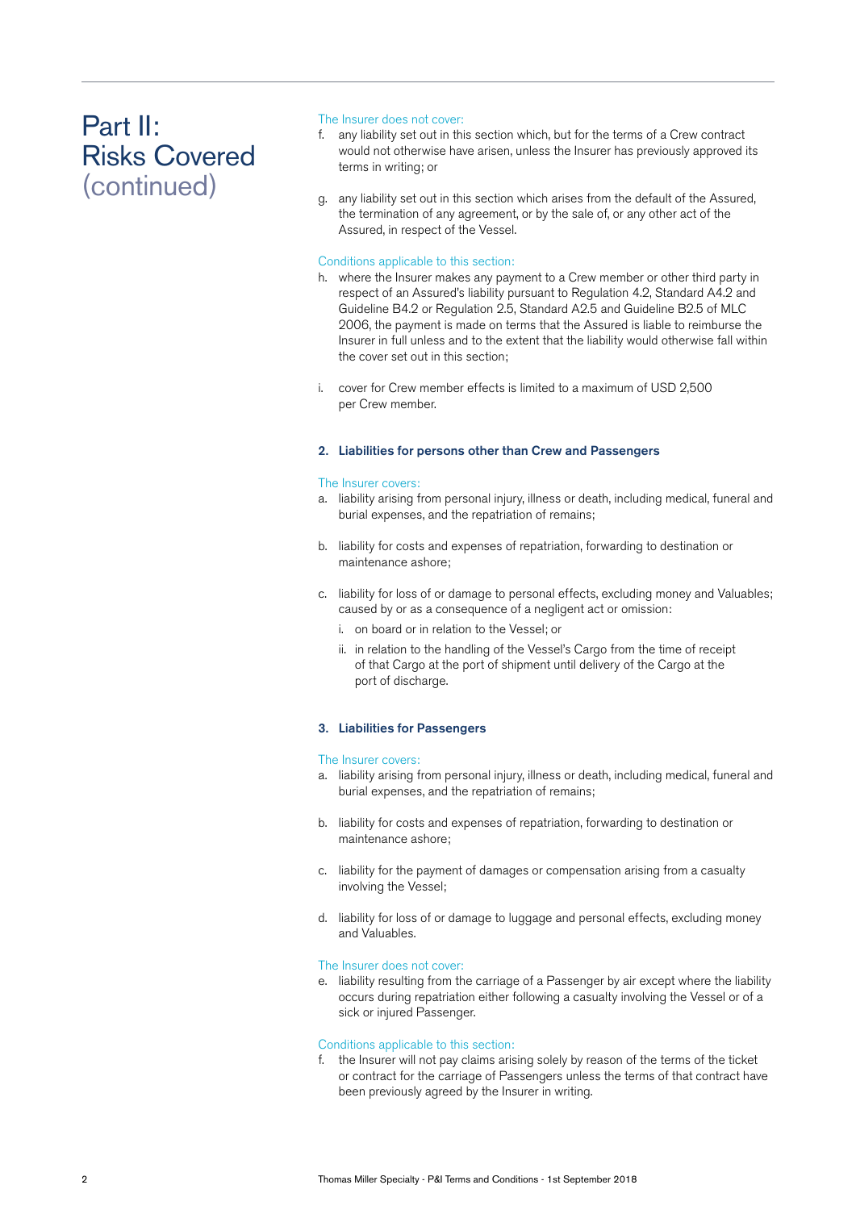# Part II: Risks Covered (continued)

The Insurer does not cover:

f. any liability set out in this section which, but for the terms of a Crew contract would not otherwise have arisen, unless the Insurer has previously approved its terms in writing; or

g. any liability set out in this section which arises from the default of the Assured, the termination of any agreement, or by the sale of, or any other act of the Assured, in respect of the Vessel.

Conditions applicable to this section:

h. where the Insurer makes any payment to a Crew member or other third party in respect of an Assured's liability pursuant to Regulation 4.2, Standard A4.2 and Guideline B4.2 or Regulation 2.5, Standard A2.5 and Guideline B2.5 of MLC 2006, the payment is made on terms that the Assured is liable to reimburse the Insurer in full unless and to the extent that the liability would otherwise fall within the cover set out in this section;

i. cover for Crew member effects is limited to a maximum of USD 2,500 per Crew member.

### 2. Liabilities for persons other than Crew and Passengers

The Insurer covers:

a. liability arising from personal injury, illness or death, including medical, funeral and burial expenses, and the repatriation of remains;

b. liability for costs and expenses of repatriation, forwarding to destination or maintenance ashore;

c. liability for loss of or damage to personal effects, excluding money and Valuables; caused by or as a consequence of a negligent act or omission:
   i. on board or in relation to the Vessel; or
   ii. in relation to the handling of the Vessel's Cargo from the time of receipt of that Cargo at the port of shipment until delivery of the Cargo at the port of discharge.

### 3. Liabilities for Passengers

The Insurer covers:

a. liability arising from personal injury, illness or death, including medical, funeral and burial expenses, and the repatriation of remains;

b. liability for costs and expenses of repatriation, forwarding to destination or maintenance ashore;

c. liability for the payment of damages or compensation arising from a casualty involving the Vessel;

d. liability for loss of or damage to luggage and personal effects, excluding money and Valuables.

The Insurer does not cover:

e. liability resulting from the carriage of a Passenger by air except where the liability occurs during repatriation either following a casualty involving the Vessel or of a sick or injured Passenger.

Conditions applicable to this section:

f. the Insurer will not pay claims arising solely by reason of the terms of the ticket or contract for the carriage of Passengers unless the terms of that contract have been previously agreed by the Insurer in writing.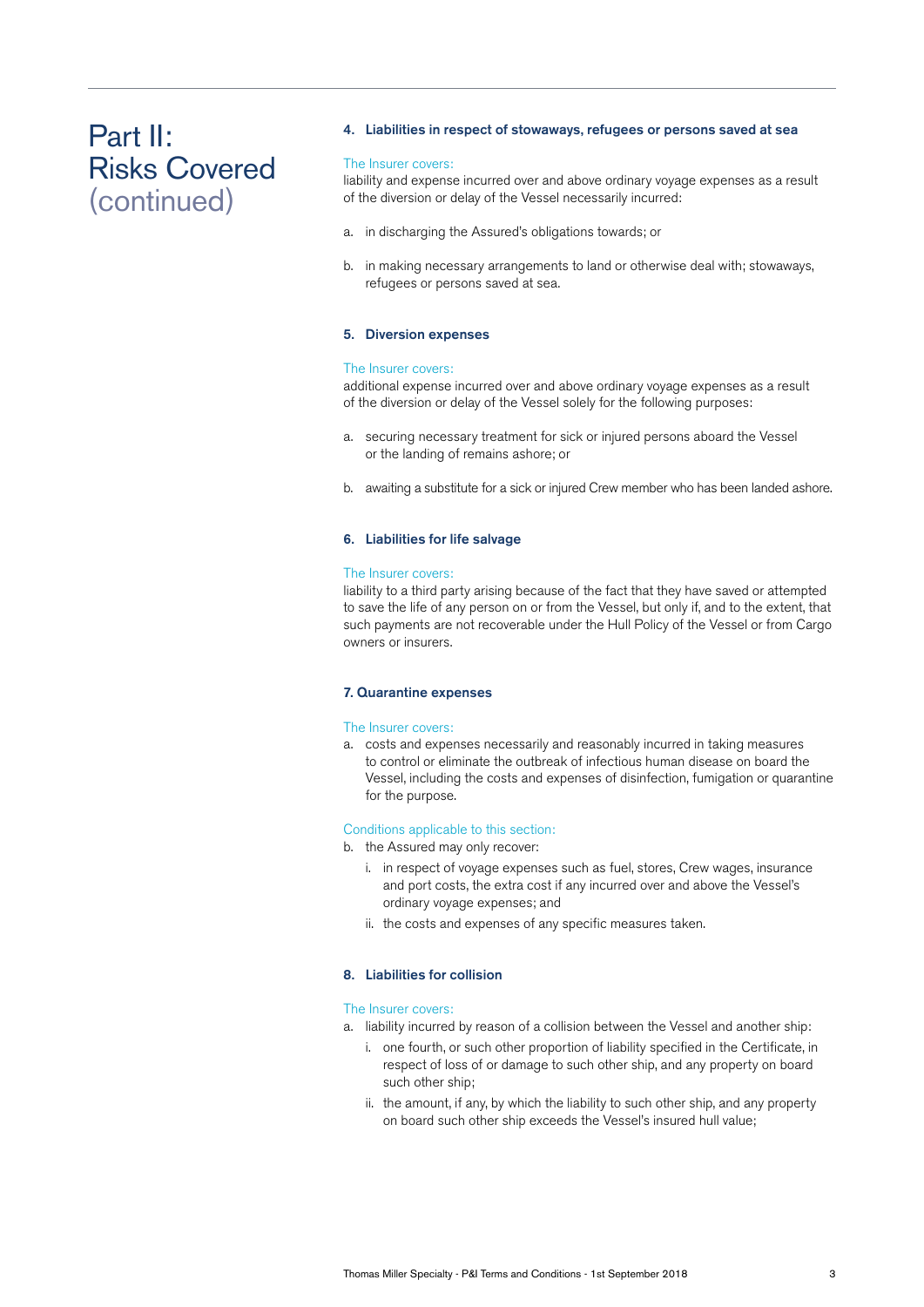# Part II: Risks Covered (continued)

### 4. Liabilities in respect of stowaways, refugees or persons saved at sea

The Insurer covers:
liability and expense incurred over and above ordinary voyage expenses as a result of the diversion or delay of the Vessel necessarily incurred:

a. in discharging the Assured's obligations towards; or

b. in making necessary arrangements to land or otherwise deal with; stowaways, refugees or persons saved at sea.

### 5. Diversion expenses

The Insurer covers:
additional expense incurred over and above ordinary voyage expenses as a result of the diversion or delay of the Vessel solely for the following purposes:

a. securing necessary treatment for sick or injured persons aboard the Vessel or the landing of remains ashore; or

b. awaiting a substitute for a sick or injured Crew member who has been landed ashore.

### 6. Liabilities for life salvage

The Insurer covers:
liability to a third party arising because of the fact that they have saved or attempted to save the life of any person on or from the Vessel, but only if, and to the extent, that such payments are not recoverable under the Hull Policy of the Vessel or from Cargo owners or insurers.

### 7. Quarantine expenses

The Insurer covers:

a. costs and expenses necessarily and reasonably incurred in taking measures to control or eliminate the outbreak of infectious human disease on board the Vessel, including the costs and expenses of disinfection, fumigation or quarantine for the purpose.

Conditions applicable to this section:

b. the Assured may only recover:
   i. in respect of voyage expenses such as fuel, stores, Crew wages, insurance and port costs, the extra cost if any incurred over and above the Vessel's ordinary voyage expenses; and
   ii. the costs and expenses of any specific measures taken.

### 8. Liabilities for collision

The Insurer covers:

a. liability incurred by reason of a collision between the Vessel and another ship:
   i. one fourth, or such other proportion of liability specified in the Certificate, in respect of loss of or damage to such other ship, and any property on board such other ship;
   ii. the amount, if any, by which the liability to such other ship, and any property on board such other ship exceeds the Vessel's insured hull value;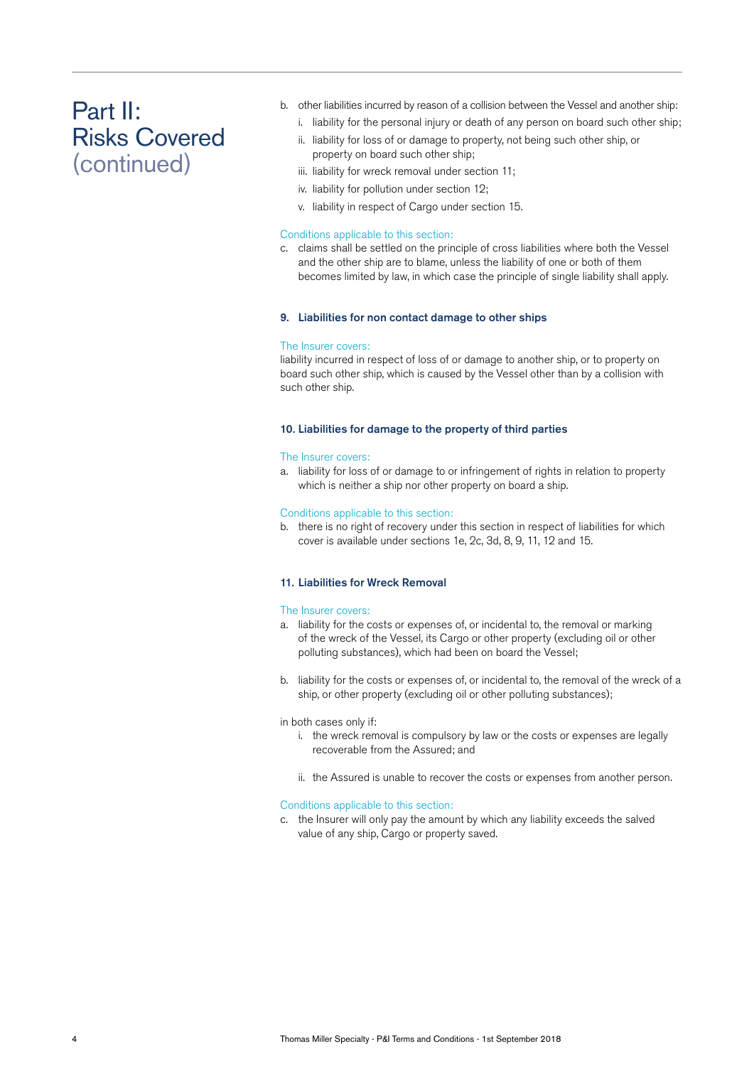# Part II: Risks Covered (continued)

b. other liabilities incurred by reason of a collision between the Vessel and another ship:
   i. liability for the personal injury or death of any person on board such other ship;
   ii. liability for loss of or damage to property, not being such other ship, or property on board such other ship;
   iii. liability for wreck removal under section 11;
   iv. liability for pollution under section 12;
   v. liability in respect of Cargo under section 15.

Conditions applicable to this section:

c. claims shall be settled on the principle of cross liabilities where both the Vessel and the other ship are to blame, unless the liability of one or both of them becomes limited by law, in which case the principle of single liability shall apply.

### 9. Liabilities for non contact damage to other ships

The Insurer covers:

liability incurred in respect of loss of or damage to another ship, or to property on board such other ship, which is caused by the Vessel other than by a collision with such other ship.

### 10. Liabilities for damage to the property of third parties

The Insurer covers:

a. liability for loss of or damage to or infringement of rights in relation to property which is neither a ship nor other property on board a ship.

Conditions applicable to this section:

b. there is no right of recovery under this section in respect of liabilities for which cover is available under sections 1e, 2c, 3d, 8, 9, 11, 12 and 15.

### 11. Liabilities for Wreck Removal

The Insurer covers:

a. liability for the costs or expenses of, or incidental to, the removal or marking of the wreck of the Vessel, its Cargo or other property (excluding oil or other polluting substances), which had been on board the Vessel;

b. liability for the costs or expenses of, or incidental to, the removal of the wreck of a ship, or other property (excluding oil or other polluting substances);

in both cases only if:

   i. the wreck removal is compulsory by law or the costs or expenses are legally recoverable from the Assured; and

   ii. the Assured is unable to recover the costs or expenses from another person.

Conditions applicable to this section:

c. the Insurer will only pay the amount by which any liability exceeds the salved value of any ship, Cargo or property saved.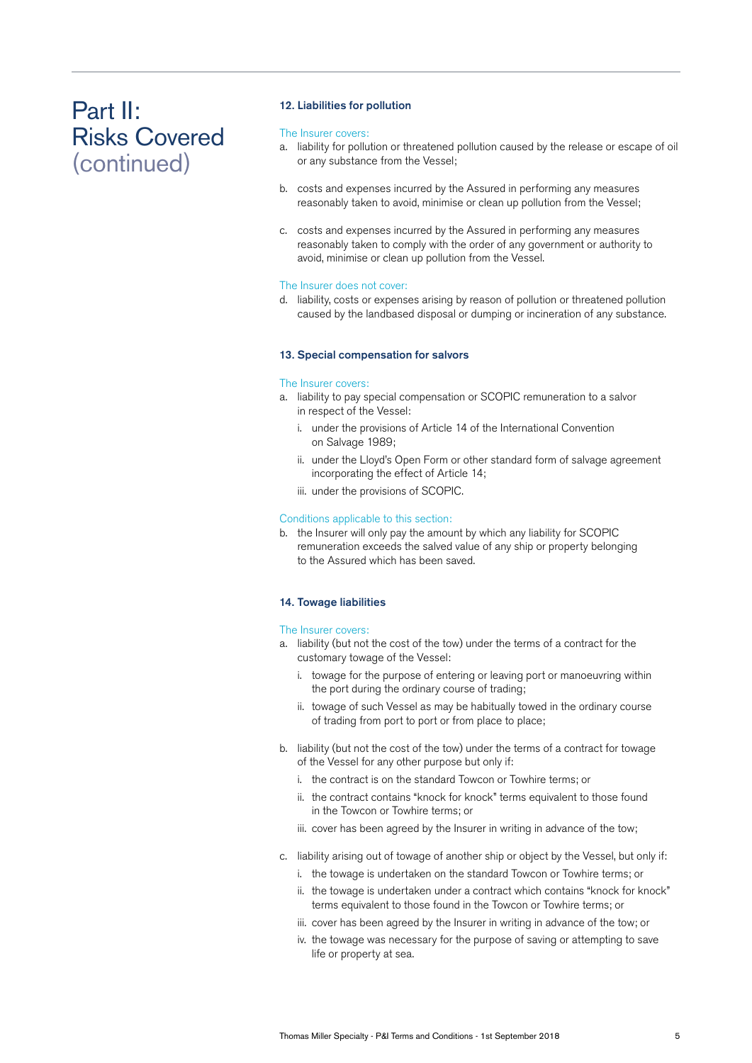# Part II: Risks Covered (continued)

### 12. Liabilities for pollution

The Insurer covers:

a. liability for pollution or threatened pollution caused by the release or escape of oil or any substance from the Vessel;

b. costs and expenses incurred by the Assured in performing any measures reasonably taken to avoid, minimise or clean up pollution from the Vessel;

c. costs and expenses incurred by the Assured in performing any measures reasonably taken to comply with the order of any government or authority to avoid, minimise or clean up pollution from the Vessel.

The Insurer does not cover:

d. liability, costs or expenses arising by reason of pollution or threatened pollution caused by the landbased disposal or dumping or incineration of any substance.

### 13. Special compensation for salvors

The Insurer covers:

a. liability to pay special compensation or SCOPIC remuneration to a salvor in respect of the Vessel:
   i. under the provisions of Article 14 of the International Convention on Salvage 1989;
   ii. under the Lloyd's Open Form or other standard form of salvage agreement incorporating the effect of Article 14;
   iii. under the provisions of SCOPIC.

Conditions applicable to this section:

b. the Insurer will only pay the amount by which any liability for SCOPIC remuneration exceeds the salved value of any ship or property belonging to the Assured which has been saved.

### 14. Towage liabilities

The Insurer covers:

a. liability (but not the cost of the tow) under the terms of a contract for the customary towage of the Vessel:
   i. towage for the purpose of entering or leaving port or manoeuvring within the port during the ordinary course of trading;
   ii. towage of such Vessel as may be habitually towed in the ordinary course of trading from port to port or from place to place;

b. liability (but not the cost of the tow) under the terms of a contract for towage of the Vessel for any other purpose but only if:
   i. the contract is on the standard Towcon or Towhire terms; or
   ii. the contract contains "knock for knock" terms equivalent to those found in the Towcon or Towhire terms; or
   iii. cover has been agreed by the Insurer in writing in advance of the tow;

c. liability arising out of towage of another ship or object by the Vessel, but only if:
   i. the towage is undertaken on the standard Towcon or Towhire terms; or
   ii. the towage is undertaken under a contract which contains "knock for knock" terms equivalent to those found in the Towcon or Towhire terms; or
   iii. cover has been agreed by the Insurer in writing in advance of the tow; or
   iv. the towage was necessary for the purpose of saving or attempting to save life or property at sea.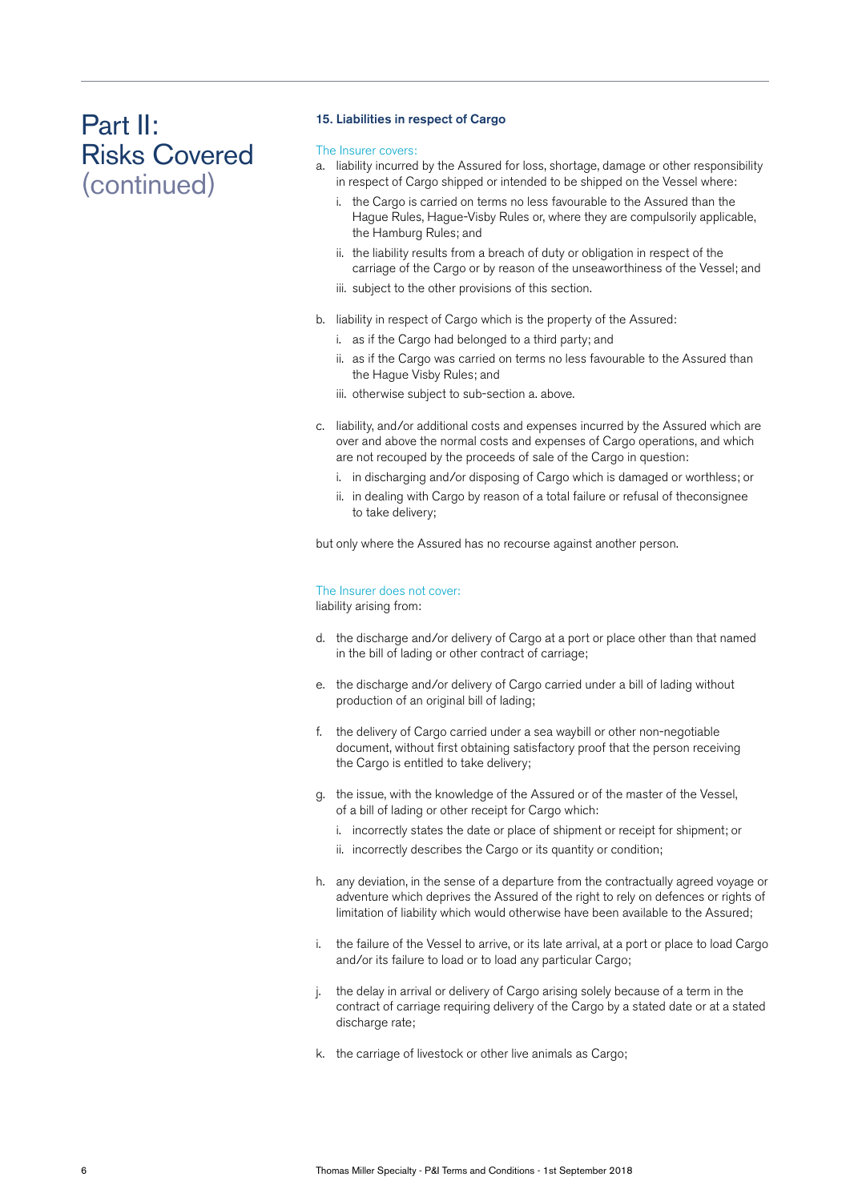# Part II: Risks Covered (continued)

### 15. Liabilities in respect of Cargo

The Insurer covers:

a. liability incurred by the Assured for loss, shortage, damage or other responsibility in respect of Cargo shipped or intended to be shipped on the Vessel where:

   i. the Cargo is carried on terms no less favourable to the Assured than the Hague Rules, Hague-Visby Rules or, where they are compulsorily applicable, the Hamburg Rules; and

   ii. the liability results from a breach of duty or obligation in respect of the carriage of the Cargo or by reason of the unseaworthiness of the Vessel; and

   iii. subject to the other provisions of this section.

b. liability in respect of Cargo which is the property of the Assured:

   i. as if the Cargo had belonged to a third party; and

   ii. as if the Cargo was carried on terms no less favourable to the Assured than the Hague Visby Rules; and

   iii. otherwise subject to sub-section a. above.

c. liability, and/or additional costs and expenses incurred by the Assured which are over and above the normal costs and expenses of Cargo operations, and which are not recouped by the proceeds of sale of the Cargo in question:

   i. in discharging and/or disposing of Cargo which is damaged or worthless; or

   ii. in dealing with Cargo by reason of a total failure or refusal of theconsignee to take delivery;

but only where the Assured has no recourse against another person.

The Insurer does not cover:
liability arising from:

d. the discharge and/or delivery of Cargo at a port or place other than that named in the bill of lading or other contract of carriage;

e. the discharge and/or delivery of Cargo carried under a bill of lading without production of an original bill of lading;

f. the delivery of Cargo carried under a sea waybill or other non-negotiable document, without first obtaining satisfactory proof that the person receiving the Cargo is entitled to take delivery;

g. the issue, with the knowledge of the Assured or of the master of the Vessel, of a bill of lading or other receipt for Cargo which:

   i. incorrectly states the date or place of shipment or receipt for shipment; or

   ii. incorrectly describes the Cargo or its quantity or condition;

h. any deviation, in the sense of a departure from the contractually agreed voyage or adventure which deprives the Assured of the right to rely on defences or rights of limitation of liability which would otherwise have been available to the Assured;

i. the failure of the Vessel to arrive, or its late arrival, at a port or place to load Cargo and/or its failure to load or to load any particular Cargo;

j. the delay in arrival or delivery of Cargo arising solely because of a term in the contract of carriage requiring delivery of the Cargo by a stated date or at a stated discharge rate;

k. the carriage of livestock or other live animals as Cargo;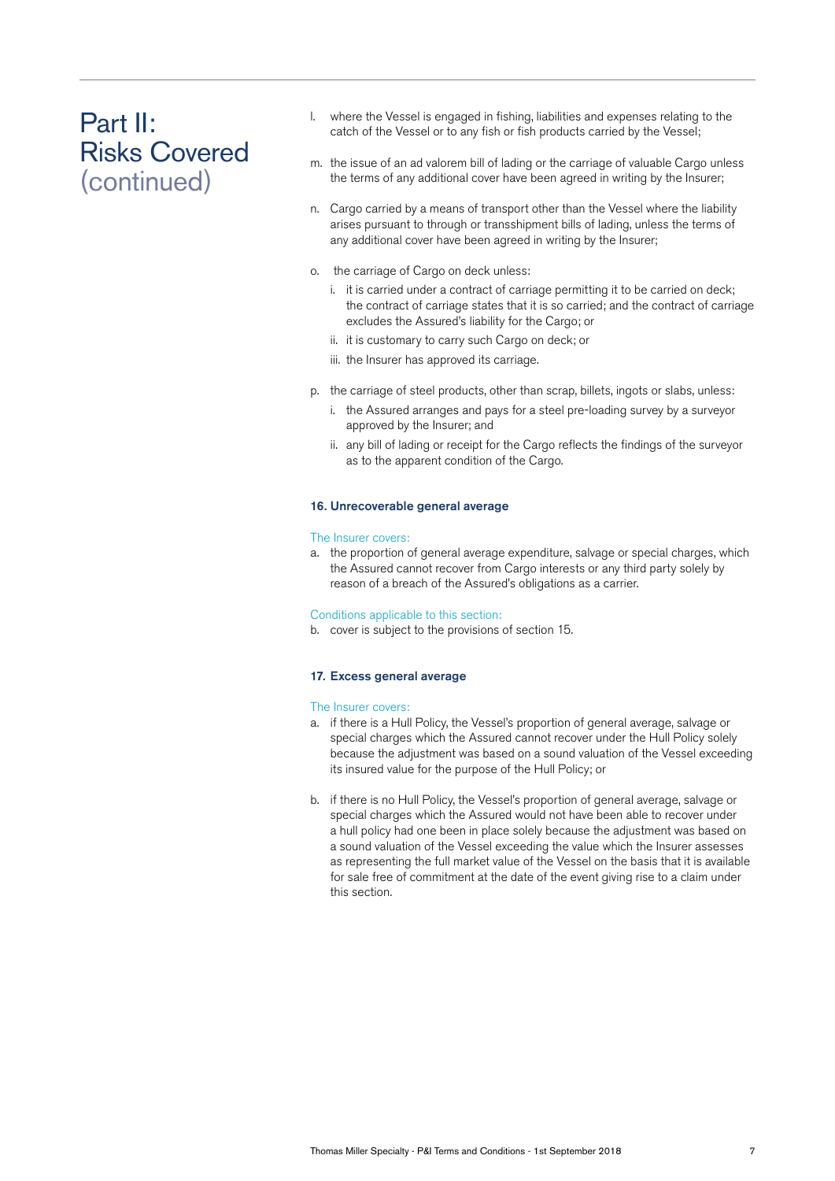# Part II: Risks Covered (continued)

l. where the Vessel is engaged in fishing, liabilities and expenses relating to the catch of the Vessel or to any fish or fish products carried by the Vessel;

m. the issue of an ad valorem bill of lading or the carriage of valuable Cargo unless the terms of any additional cover have been agreed in writing by the Insurer;

n. Cargo carried by a means of transport other than the Vessel where the liability arises pursuant to through or transshipment bills of lading, unless the terms of any additional cover have been agreed in writing by the Insurer;

o. the carriage of Cargo on deck unless:
   i. it is carried under a contract of carriage permitting it to be carried on deck; the contract of carriage states that it is so carried; and the contract of carriage excludes the Assured's liability for the Cargo; or
   ii. it is customary to carry such Cargo on deck; or
   iii. the Insurer has approved its carriage.

p. the carriage of steel products, other than scrap, billets, ingots or slabs, unless:
   i. the Assured arranges and pays for a steel pre-loading survey by a surveyor approved by the Insurer; and
   ii. any bill of lading or receipt for the Cargo reflects the findings of the surveyor as to the apparent condition of the Cargo.

### 16. Unrecoverable general average

The Insurer covers:

a. the proportion of general average expenditure, salvage or special charges, which the Assured cannot recover from Cargo interests or any third party solely by reason of a breach of the Assured's obligations as a carrier.

Conditions applicable to this section:

b. cover is subject to the provisions of section 15.

### 17. Excess general average

The Insurer covers:

a. if there is a Hull Policy, the Vessel's proportion of general average, salvage or special charges which the Assured cannot recover under the Hull Policy solely because the adjustment was based on a sound valuation of the Vessel exceeding its insured value for the purpose of the Hull Policy; or

b. if there is no Hull Policy, the Vessel's proportion of general average, salvage or special charges which the Assured would not have been able to recover under a hull policy had one been in place solely because the adjustment was based on a sound valuation of the Vessel exceeding the value which the Insurer assesses as representing the full market value of the Vessel on the basis that it is available for sale free of commitment at the date of the event giving rise to a claim under this section.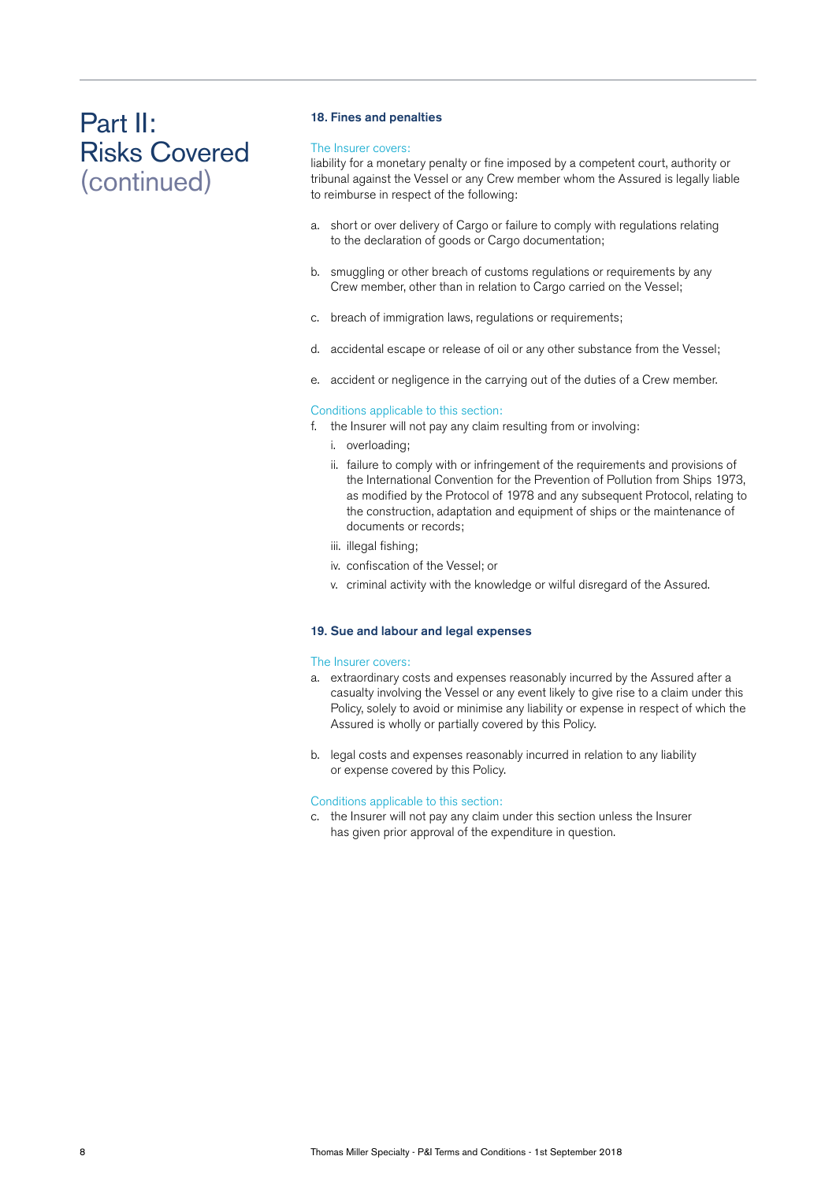# Part II: Risks Covered (continued)

### 18. Fines and penalties

The Insurer covers:

liability for a monetary penalty or fine imposed by a competent court, authority or tribunal against the Vessel or any Crew member whom the Assured is legally liable to reimburse in respect of the following:

a. short or over delivery of Cargo or failure to comply with regulations relating to the declaration of goods or Cargo documentation;

b. smuggling or other breach of customs regulations or requirements by any Crew member, other than in relation to Cargo carried on the Vessel;

c. breach of immigration laws, regulations or requirements;

d. accidental escape or release of oil or any other substance from the Vessel;

e. accident or negligence in the carrying out of the duties of a Crew member.

Conditions applicable to this section:

f. the Insurer will not pay any claim resulting from or involving:
   i. overloading;
   ii. failure to comply with or infringement of the requirements and provisions of the International Convention for the Prevention of Pollution from Ships 1973, as modified by the Protocol of 1978 and any subsequent Protocol, relating to the construction, adaptation and equipment of ships or the maintenance of documents or records;
   iii. illegal fishing;
   iv. confiscation of the Vessel; or
   v. criminal activity with the knowledge or wilful disregard of the Assured.

### 19. Sue and labour and legal expenses

The Insurer covers:

a. extraordinary costs and expenses reasonably incurred by the Assured after a casualty involving the Vessel or any event likely to give rise to a claim under this Policy, solely to avoid or minimise any liability or expense in respect of which the Assured is wholly or partially covered by this Policy.

b. legal costs and expenses reasonably incurred in relation to any liability or expense covered by this Policy.

Conditions applicable to this section:

c. the Insurer will not pay any claim under this section unless the Insurer has given prior approval of the expenditure in question.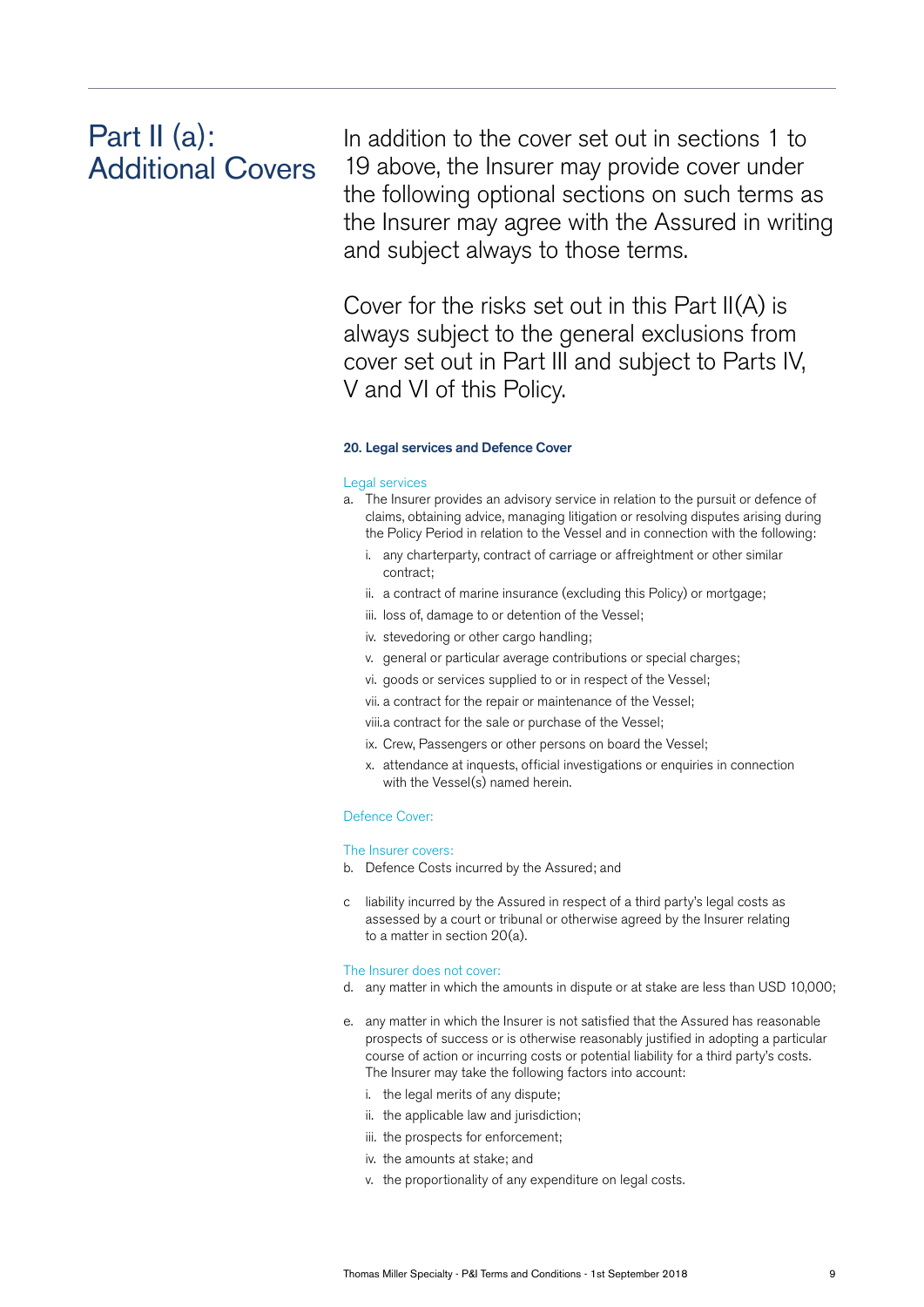# Part II (a): Additional Covers

In addition to the cover set out in sections 1 to 19 above, the Insurer may provide cover under the following optional sections on such terms as the Insurer may agree with the Assured in writing and subject always to those terms.

Cover for the risks set out in this Part II(A) is always subject to the general exclusions from cover set out in Part III and subject to Parts IV, V and VI of this Policy.

### 20. Legal services and Defence Cover

Legal services

a. The Insurer provides an advisory service in relation to the pursuit or defence of claims, obtaining advice, managing litigation or resolving disputes arising during the Policy Period in relation to the Vessel and in connection with the following:

   i. any charterparty, contract of carriage or affreightment or other similar contract;

   ii. a contract of marine insurance (excluding this Policy) or mortgage;

   iii. loss of, damage to or detention of the Vessel;

   iv. stevedoring or other cargo handling;

   v. general or particular average contributions or special charges;

   vi. goods or services supplied to or in respect of the Vessel;

   vii. a contract for the repair or maintenance of the Vessel;

   viii. a contract for the sale or purchase of the Vessel;

   ix. Crew, Passengers or other persons on board the Vessel;

   x. attendance at inquests, official investigations or enquiries in connection with the Vessel(s) named herein.

Defence Cover:

The Insurer covers:

b. Defence Costs incurred by the Assured; and

c liability incurred by the Assured in respect of a third party's legal costs as assessed by a court or tribunal or otherwise agreed by the Insurer relating to a matter in section 20(a).

The Insurer does not cover:

d. any matter in which the amounts in dispute or at stake are less than USD 10,000;

e. any matter in which the Insurer is not satisfied that the Assured has reasonable prospects of success or is otherwise reasonably justified in adopting a particular course of action or incurring costs or potential liability for a third party's costs. The Insurer may take the following factors into account:

   i. the legal merits of any dispute;

   ii. the applicable law and jurisdiction;

   iii. the prospects for enforcement;

   iv. the amounts at stake; and

   v. the proportionality of any expenditure on legal costs.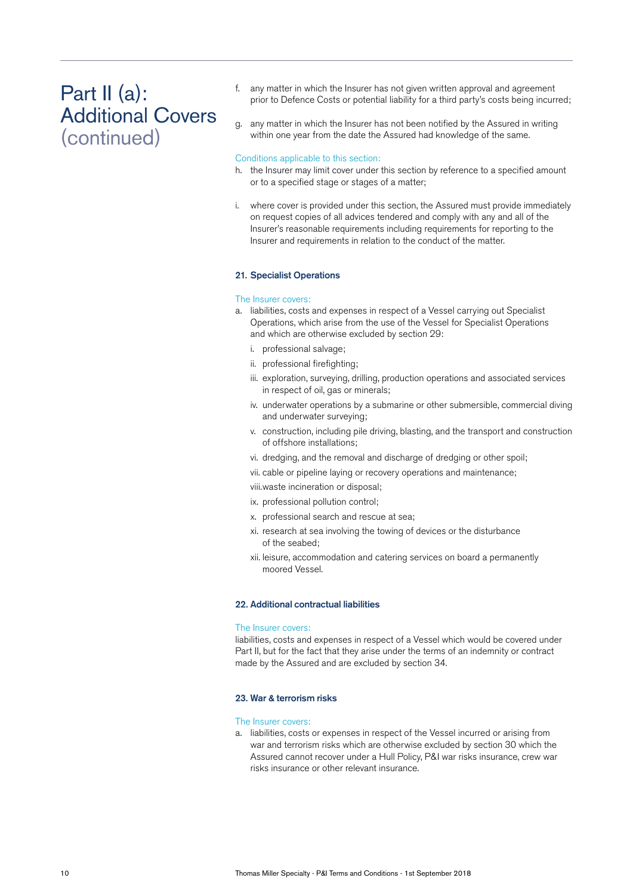# Part II (a): Additional Covers (continued)

f. any matter in which the Insurer has not given written approval and agreement prior to Defence Costs or potential liability for a third party's costs being incurred;

g. any matter in which the Insurer has not been notified by the Assured in writing within one year from the date the Assured had knowledge of the same.

Conditions applicable to this section:

h. the Insurer may limit cover under this section by reference to a specified amount or to a specified stage or stages of a matter;

i. where cover is provided under this section, the Assured must provide immediately on request copies of all advices tendered and comply with any and all of the Insurer's reasonable requirements including requirements for reporting to the Insurer and requirements in relation to the conduct of the matter.

### 21. Specialist Operations

The Insurer covers:

a. liabilities, costs and expenses in respect of a Vessel carrying out Specialist Operations, which arise from the use of the Vessel for Specialist Operations and which are otherwise excluded by section 29:
   - i. professional salvage;
   - ii. professional firefighting;
   - iii. exploration, surveying, drilling, production operations and associated services in respect of oil, gas or minerals;
   - iv. underwater operations by a submarine or other submersible, commercial diving and underwater surveying;
   - v. construction, including pile driving, blasting, and the transport and construction of offshore installations;
   - vi. dredging, and the removal and discharge of dredging or other spoil;
   - vii. cable or pipeline laying or recovery operations and maintenance;
   - viii. waste incineration or disposal;
   - ix. professional pollution control;
   - x. professional search and rescue at sea;
   - xi. research at sea involving the towing of devices or the disturbance of the seabed;
   - xii. leisure, accommodation and catering services on board a permanently moored Vessel.

### 22. Additional contractual liabilities

The Insurer covers:

liabilities, costs and expenses in respect of a Vessel which would be covered under Part II, but for the fact that they arise under the terms of an indemnity or contract made by the Assured and are excluded by section 34.

### 23. War & terrorism risks

The Insurer covers:

a. liabilities, costs or expenses in respect of the Vessel incurred or arising from war and terrorism risks which are otherwise excluded by section 30 which the Assured cannot recover under a Hull Policy, P&I war risks insurance, crew war risks insurance or other relevant insurance.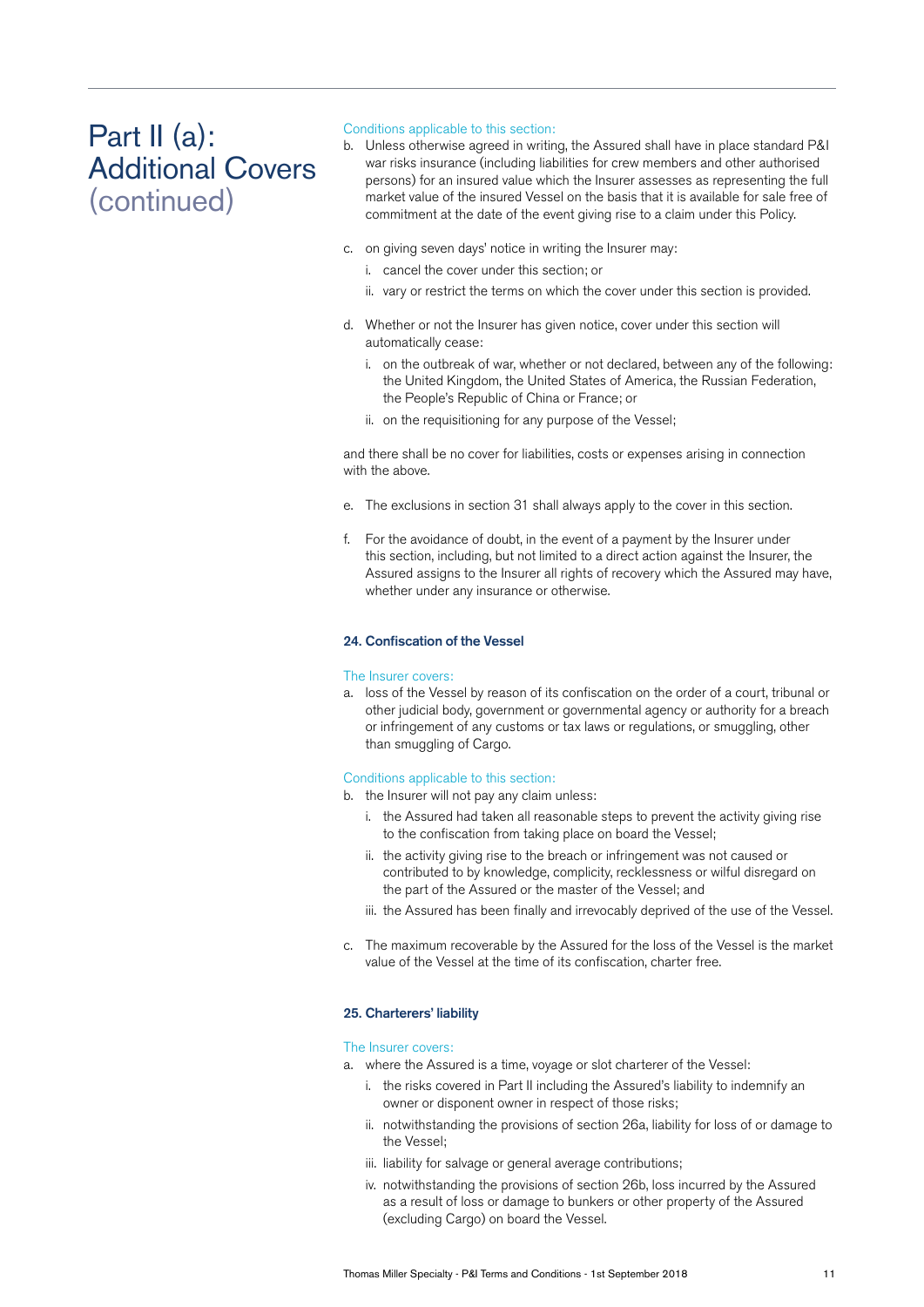# Part II (a): Additional Covers (continued)

Conditions applicable to this section:

b. Unless otherwise agreed in writing, the Assured shall have in place standard P&I war risks insurance (including liabilities for crew members and other authorised persons) for an insured value which the Insurer assesses as representing the full market value of the insured Vessel on the basis that it is available for sale free of commitment at the date of the event giving rise to a claim under this Policy.

c. on giving seven days' notice in writing the Insurer may:
   i. cancel the cover under this section; or
   ii. vary or restrict the terms on which the cover under this section is provided.

d. Whether or not the Insurer has given notice, cover under this section will automatically cease:
   i. on the outbreak of war, whether or not declared, between any of the following: the United Kingdom, the United States of America, the Russian Federation, the People's Republic of China or France; or
   ii. on the requisitioning for any purpose of the Vessel;

and there shall be no cover for liabilities, costs or expenses arising in connection with the above.

e. The exclusions in section 31 shall always apply to the cover in this section.

f. For the avoidance of doubt, in the event of a payment by the Insurer under this section, including, but not limited to a direct action against the Insurer, the Assured assigns to the Insurer all rights of recovery which the Assured may have, whether under any insurance or otherwise.

### 24. Confiscation of the Vessel

The Insurer covers:

a. loss of the Vessel by reason of its confiscation on the order of a court, tribunal or other judicial body, government or governmental agency or authority for a breach or infringement of any customs or tax laws or regulations, or smuggling, other than smuggling of Cargo.

Conditions applicable to this section:

b. the Insurer will not pay any claim unless:
   i. the Assured had taken all reasonable steps to prevent the activity giving rise to the confiscation from taking place on board the Vessel;
   ii. the activity giving rise to the breach or infringement was not caused or contributed to by knowledge, complicity, recklessness or wilful disregard on the part of the Assured or the master of the Vessel; and
   iii. the Assured has been finally and irrevocably deprived of the use of the Vessel.

c. The maximum recoverable by the Assured for the loss of the Vessel is the market value of the Vessel at the time of its confiscation, charter free.

### 25. Charterers' liability

The Insurer covers:

a. where the Assured is a time, voyage or slot charterer of the Vessel:
   i. the risks covered in Part II including the Assured's liability to indemnify an owner or disponent owner in respect of those risks;
   ii. notwithstanding the provisions of section 26a, liability for loss of or damage to the Vessel;
   iii. liability for salvage or general average contributions;
   iv. notwithstanding the provisions of section 26b, loss incurred by the Assured as a result of loss or damage to bunkers or other property of the Assured (excluding Cargo) on board the Vessel.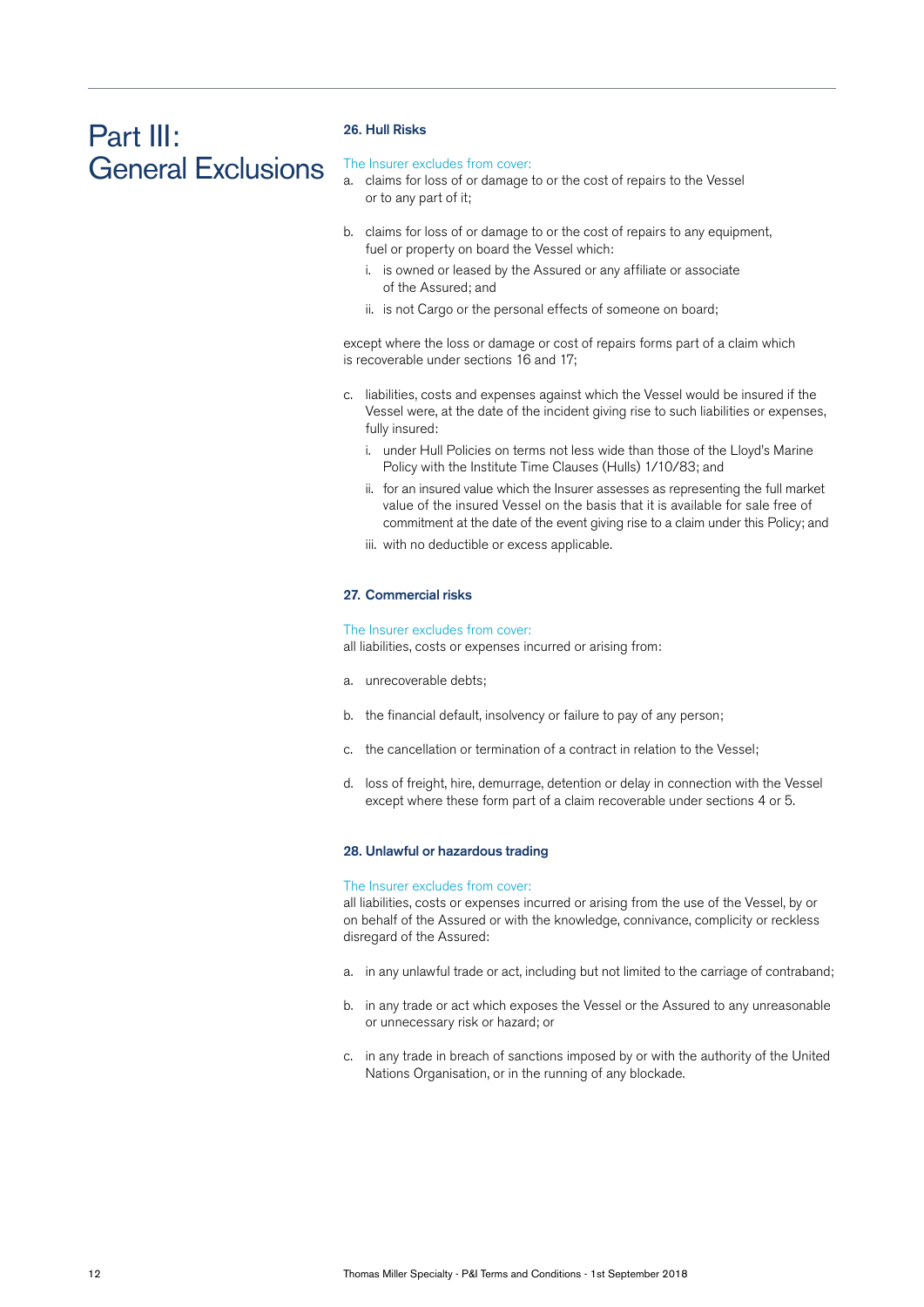# Part III: General Exclusions

### 26. Hull Risks

The Insurer excludes from cover:

a. claims for loss of or damage to or the cost of repairs to the Vessel or to any part of it;

b. claims for loss of or damage to or the cost of repairs to any equipment, fuel or property on board the Vessel which:
   - i. is owned or leased by the Assured or any affiliate or associate of the Assured; and
   - ii. is not Cargo or the personal effects of someone on board;

except where the loss or damage or cost of repairs forms part of a claim which is recoverable under sections 16 and 17;

c. liabilities, costs and expenses against which the Vessel would be insured if the Vessel were, at the date of the incident giving rise to such liabilities or expenses, fully insured:
   - i. under Hull Policies on terms not less wide than those of the Lloyd's Marine Policy with the Institute Time Clauses (Hulls) 1/10/83; and
   - ii. for an insured value which the Insurer assesses as representing the full market value of the insured Vessel on the basis that it is available for sale free of commitment at the date of the event giving rise to a claim under this Policy; and
   - iii. with no deductible or excess applicable.

### 27. Commercial risks

The Insurer excludes from cover:
all liabilities, costs or expenses incurred or arising from:

a. unrecoverable debts;

b. the financial default, insolvency or failure to pay of any person;

c. the cancellation or termination of a contract in relation to the Vessel;

d. loss of freight, hire, demurrage, detention or delay in connection with the Vessel except where these form part of a claim recoverable under sections 4 or 5.

### 28. Unlawful or hazardous trading

The Insurer excludes from cover:
all liabilities, costs or expenses incurred or arising from the use of the Vessel, by or on behalf of the Assured or with the knowledge, connivance, complicity or reckless disregard of the Assured:

a. in any unlawful trade or act, including but not limited to the carriage of contraband;

b. in any trade or act which exposes the Vessel or the Assured to any unreasonable or unnecessary risk or hazard; or

c. in any trade in breach of sanctions imposed by or with the authority of the United Nations Organisation, or in the running of any blockade.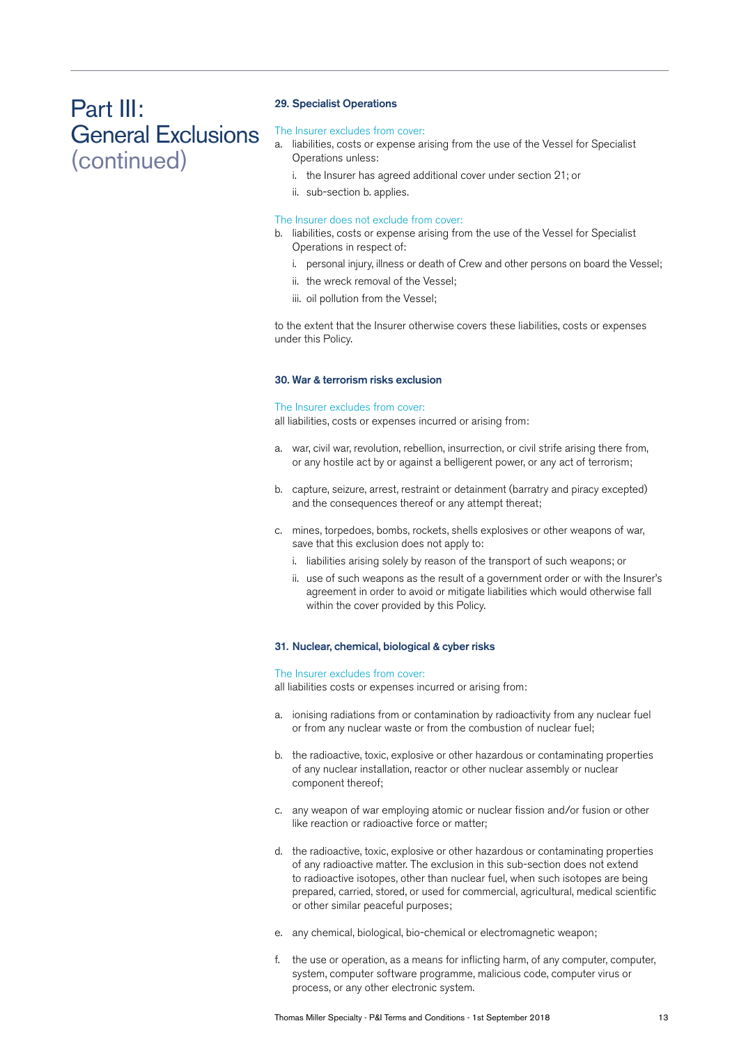# Part III: General Exclusions (continued)

### 29. Specialist Operations

The Insurer excludes from cover:

a. liabilities, costs or expense arising from the use of the Vessel for Specialist Operations unless:

   i. the Insurer has agreed additional cover under section 21; or

   ii. sub-section b. applies.

The Insurer does not exclude from cover:

b. liabilities, costs or expense arising from the use of the Vessel for Specialist Operations in respect of:

   i. personal injury, illness or death of Crew and other persons on board the Vessel;

   ii. the wreck removal of the Vessel;

   iii. oil pollution from the Vessel;

to the extent that the Insurer otherwise covers these liabilities, costs or expenses under this Policy.

### 30. War & terrorism risks exclusion

The Insurer excludes from cover:

all liabilities, costs or expenses incurred or arising from:

a. war, civil war, revolution, rebellion, insurrection, or civil strife arising there from, or any hostile act by or against a belligerent power, or any act of terrorism;

b. capture, seizure, arrest, restraint or detainment (barratry and piracy excepted) and the consequences thereof or any attempt thereat;

c. mines, torpedoes, bombs, rockets, shells explosives or other weapons of war, save that this exclusion does not apply to:

   i. liabilities arising solely by reason of the transport of such weapons; or

   ii. use of such weapons as the result of a government order or with the Insurer's agreement in order to avoid or mitigate liabilities which would otherwise fall within the cover provided by this Policy.

### 31. Nuclear, chemical, biological & cyber risks

The Insurer excludes from cover:

all liabilities costs or expenses incurred or arising from:

a. ionising radiations from or contamination by radioactivity from any nuclear fuel or from any nuclear waste or from the combustion of nuclear fuel;

b. the radioactive, toxic, explosive or other hazardous or contaminating properties of any nuclear installation, reactor or other nuclear assembly or nuclear component thereof;

c. any weapon of war employing atomic or nuclear fission and/or fusion or other like reaction or radioactive force or matter;

d. the radioactive, toxic, explosive or other hazardous or contaminating properties of any radioactive matter. The exclusion in this sub-section does not extend to radioactive isotopes, other than nuclear fuel, when such isotopes are being prepared, carried, stored, or used for commercial, agricultural, medical scientific or other similar peaceful purposes;

e. any chemical, biological, bio-chemical or electromagnetic weapon;

f. the use or operation, as a means for inflicting harm, of any computer, computer, system, computer software programme, malicious code, computer virus or process, or any other electronic system.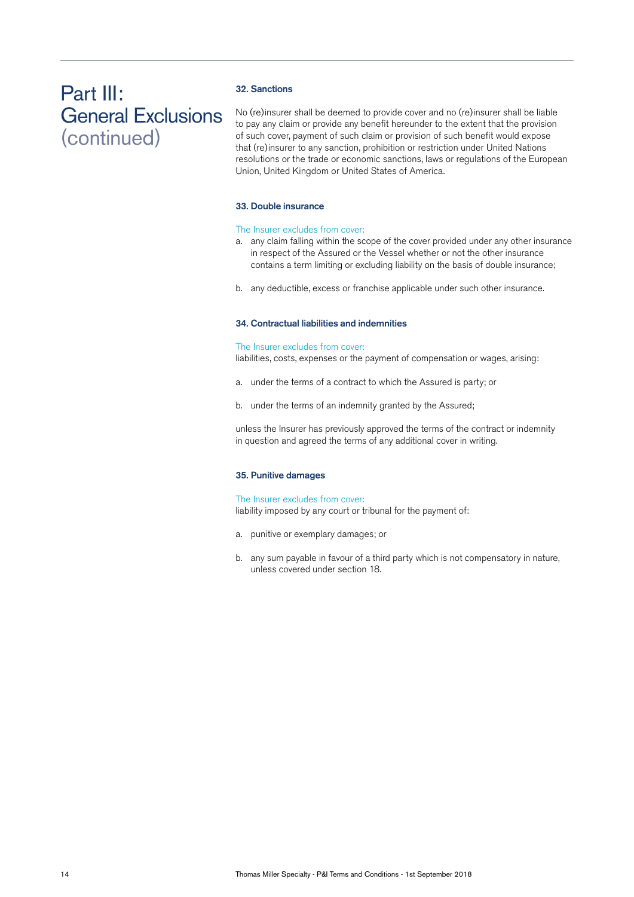# Part III: General Exclusions (continued)

### 32. Sanctions

No (re)insurer shall be deemed to provide cover and no (re)insurer shall be liable to pay any claim or provide any benefit hereunder to the extent that the provision of such cover, payment of such claim or provision of such benefit would expose that (re)insurer to any sanction, prohibition or restriction under United Nations resolutions or the trade or economic sanctions, laws or regulations of the European Union, United Kingdom or United States of America.

### 33. Double insurance

The Insurer excludes from cover:

a. any claim falling within the scope of the cover provided under any other insurance in respect of the Assured or the Vessel whether or not the other insurance contains a term limiting or excluding liability on the basis of double insurance;

b. any deductible, excess or franchise applicable under such other insurance.

### 34. Contractual liabilities and indemnities

The Insurer excludes from cover:
liabilities, costs, expenses or the payment of compensation or wages, arising:

a. under the terms of a contract to which the Assured is party; or

b. under the terms of an indemnity granted by the Assured;

unless the Insurer has previously approved the terms of the contract or indemnity in question and agreed the terms of any additional cover in writing.

### 35. Punitive damages

The Insurer excludes from cover:
liability imposed by any court or tribunal for the payment of:

a. punitive or exemplary damages; or

b. any sum payable in favour of a third party which is not compensatory in nature, unless covered under section 18.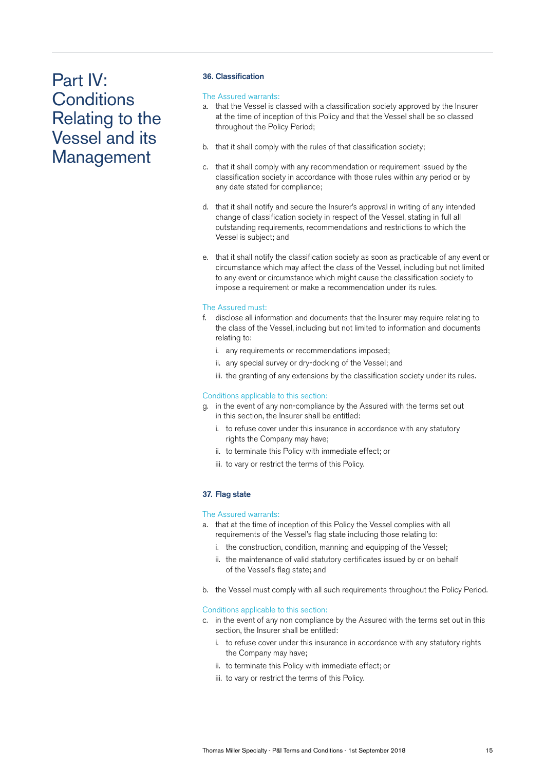# Part IV: Conditions Relating to the Vessel and its Management

### 36. Classification

The Assured warrants:

a. that the Vessel is classed with a classification society approved by the Insurer at the time of inception of this Policy and that the Vessel shall be so classed throughout the Policy Period;

b. that it shall comply with the rules of that classification society;

c. that it shall comply with any recommendation or requirement issued by the classification society in accordance with those rules within any period or by any date stated for compliance;

d. that it shall notify and secure the Insurer's approval in writing of any intended change of classification society in respect of the Vessel, stating in full all outstanding requirements, recommendations and restrictions to which the Vessel is subject; and

e. that it shall notify the classification society as soon as practicable of any event or circumstance which may affect the class of the Vessel, including but not limited to any event or circumstance which might cause the classification society to impose a requirement or make a recommendation under its rules.

The Assured must:

f. disclose all information and documents that the Insurer may require relating to the class of the Vessel, including but not limited to information and documents relating to:
   i. any requirements or recommendations imposed;
   ii. any special survey or dry-docking of the Vessel; and
   iii. the granting of any extensions by the classification society under its rules.

Conditions applicable to this section:

g. in the event of any non-compliance by the Assured with the terms set out in this section, the Insurer shall be entitled:
   i. to refuse cover under this insurance in accordance with any statutory rights the Company may have;
   ii. to terminate this Policy with immediate effect; or
   iii. to vary or restrict the terms of this Policy.

### 37. Flag state

The Assured warrants:

a. that at the time of inception of this Policy the Vessel complies with all requirements of the Vessel's flag state including those relating to:
   i. the construction, condition, manning and equipping of the Vessel;
   ii. the maintenance of valid statutory certificates issued by or on behalf of the Vessel's flag state; and

b. the Vessel must comply with all such requirements throughout the Policy Period.

Conditions applicable to this section:

c. in the event of any non compliance by the Assured with the terms set out in this section, the Insurer shall be entitled:
   i. to refuse cover under this insurance in accordance with any statutory rights the Company may have;
   ii. to terminate this Policy with immediate effect; or
   iii. to vary or restrict the terms of this Policy.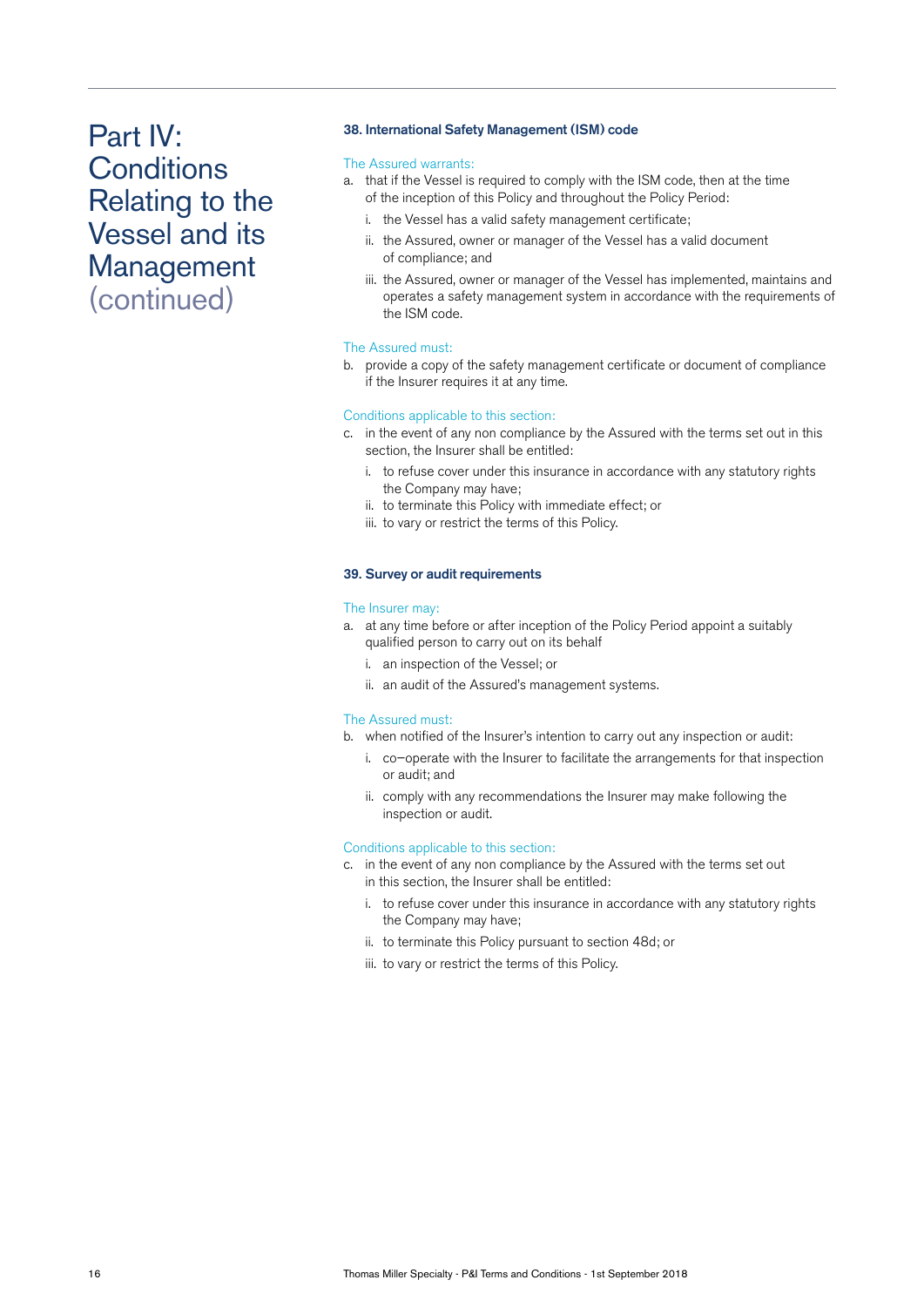# Part IV: Conditions Relating to the Vessel and its Management (continued)

### 38. International Safety Management (ISM) code

The Assured warrants:

a. that if the Vessel is required to comply with the ISM code, then at the time of the inception of this Policy and throughout the Policy Period:
   i. the Vessel has a valid safety management certificate;
   ii. the Assured, owner or manager of the Vessel has a valid document of compliance; and
   iii. the Assured, owner or manager of the Vessel has implemented, maintains and operates a safety management system in accordance with the requirements of the ISM code.

The Assured must:

b. provide a copy of the safety management certificate or document of compliance if the Insurer requires it at any time.

Conditions applicable to this section:

c. in the event of any non compliance by the Assured with the terms set out in this section, the Insurer shall be entitled:
   i. to refuse cover under this insurance in accordance with any statutory rights the Company may have;
   ii. to terminate this Policy with immediate effect; or
   iii. to vary or restrict the terms of this Policy.

### 39. Survey or audit requirements

The Insurer may:

a. at any time before or after inception of the Policy Period appoint a suitably qualified person to carry out on its behalf
   i. an inspection of the Vessel; or
   ii. an audit of the Assured's management systems.

The Assured must:

b. when notified of the Insurer's intention to carry out any inspection or audit:
   i. co–operate with the Insurer to facilitate the arrangements for that inspection or audit; and
   ii. comply with any recommendations the Insurer may make following the inspection or audit.

Conditions applicable to this section:

c. in the event of any non compliance by the Assured with the terms set out in this section, the Insurer shall be entitled:
   i. to refuse cover under this insurance in accordance with any statutory rights the Company may have;
   ii. to terminate this Policy pursuant to section 48d; or
   iii. to vary or restrict the terms of this Policy.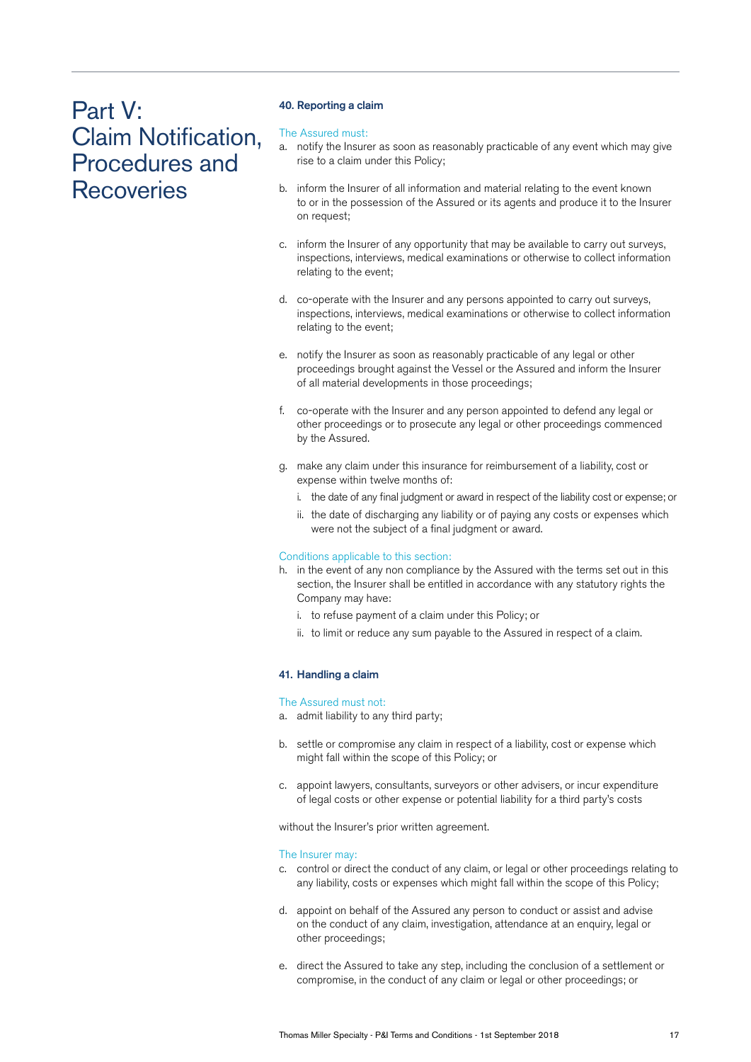# Part V: Claim Notification, Procedures and Recoveries

### 40. Reporting a claim

The Assured must:

a. notify the Insurer as soon as reasonably practicable of any event which may give rise to a claim under this Policy;

b. inform the Insurer of all information and material relating to the event known to or in the possession of the Assured or its agents and produce it to the Insurer on request;

c. inform the Insurer of any opportunity that may be available to carry out surveys, inspections, interviews, medical examinations or otherwise to collect information relating to the event;

d. co-operate with the Insurer and any persons appointed to carry out surveys, inspections, interviews, medical examinations or otherwise to collect information relating to the event;

e. notify the Insurer as soon as reasonably practicable of any legal or other proceedings brought against the Vessel or the Assured and inform the Insurer of all material developments in those proceedings;

f. co-operate with the Insurer and any person appointed to defend any legal or other proceedings or to prosecute any legal or other proceedings commenced by the Assured.

g. make any claim under this insurance for reimbursement of a liability, cost or expense within twelve months of:
   i. the date of any final judgment or award in respect of the liability cost or expense; or
   ii. the date of discharging any liability or of paying any costs or expenses which were not the subject of a final judgment or award.

Conditions applicable to this section:

h. in the event of any non compliance by the Assured with the terms set out in this section, the Insurer shall be entitled in accordance with any statutory rights the Company may have:
   i. to refuse payment of a claim under this Policy; or
   ii. to limit or reduce any sum payable to the Assured in respect of a claim.

### 41. Handling a claim

The Assured must not:

a. admit liability to any third party;

b. settle or compromise any claim in respect of a liability, cost or expense which might fall within the scope of this Policy; or

c. appoint lawyers, consultants, surveyors or other advisers, or incur expenditure of legal costs or other expense or potential liability for a third party's costs

without the Insurer's prior written agreement.

The Insurer may:

c. control or direct the conduct of any claim, or legal or other proceedings relating to any liability, costs or expenses which might fall within the scope of this Policy;

d. appoint on behalf of the Assured any person to conduct or assist and advise on the conduct of any claim, investigation, attendance at an enquiry, legal or other proceedings;

e. direct the Assured to take any step, including the conclusion of a settlement or compromise, in the conduct of any claim or legal or other proceedings; or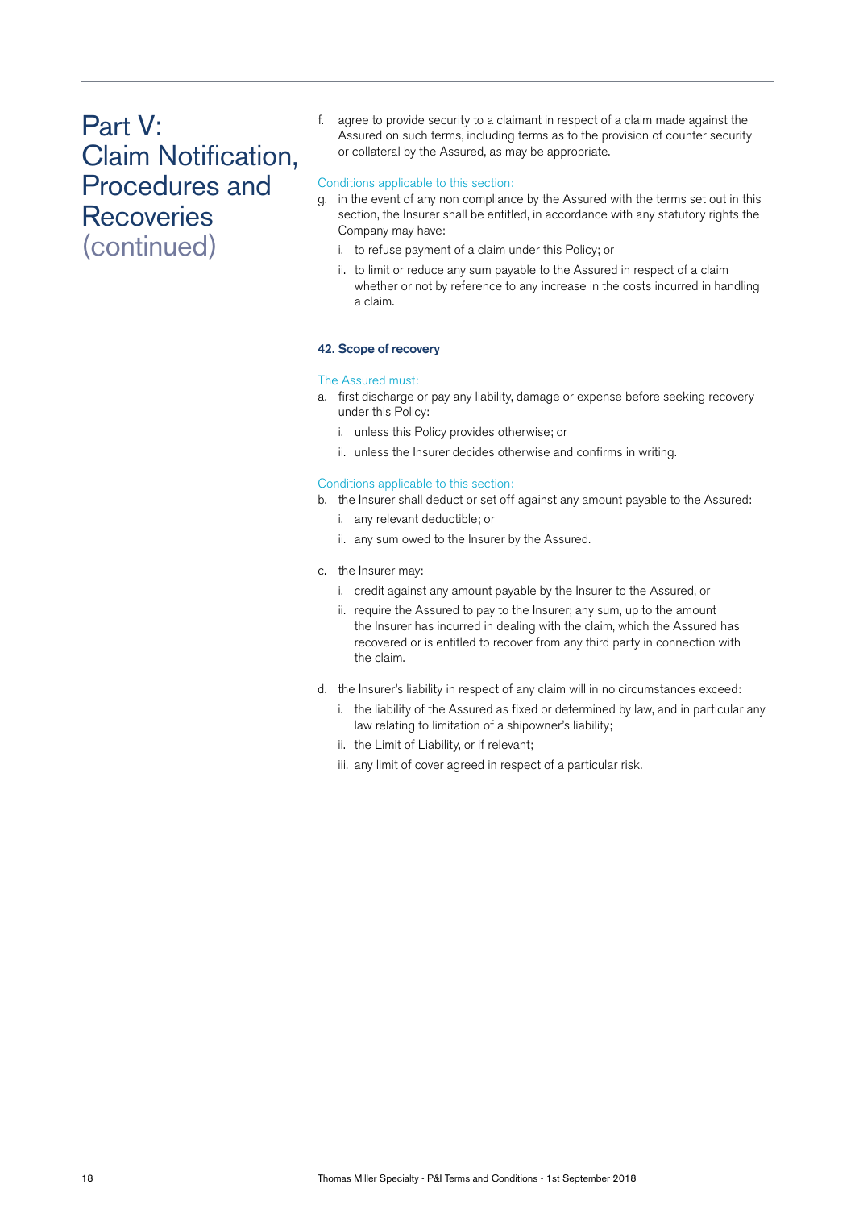# Part V: Claim Notification, Procedures and Recoveries (continued)

f. agree to provide security to a claimant in respect of a claim made against the Assured on such terms, including terms as to the provision of counter security or collateral by the Assured, as may be appropriate.

Conditions applicable to this section:

g. in the event of any non compliance by the Assured with the terms set out in this section, the Insurer shall be entitled, in accordance with any statutory rights the Company may have:
   i. to refuse payment of a claim under this Policy; or
   ii. to limit or reduce any sum payable to the Assured in respect of a claim whether or not by reference to any increase in the costs incurred in handling a claim.

### 42. Scope of recovery

The Assured must:

a. first discharge or pay any liability, damage or expense before seeking recovery under this Policy:
   i. unless this Policy provides otherwise; or
   ii. unless the Insurer decides otherwise and confirms in writing.

Conditions applicable to this section:

b. the Insurer shall deduct or set off against any amount payable to the Assured:
   i. any relevant deductible; or
   ii. any sum owed to the Insurer by the Assured.

c. the Insurer may:
   i. credit against any amount payable by the Insurer to the Assured, or
   ii. require the Assured to pay to the Insurer; any sum, up to the amount the Insurer has incurred in dealing with the claim, which the Assured has recovered or is entitled to recover from any third party in connection with the claim.

d. the Insurer's liability in respect of any claim will in no circumstances exceed:
   i. the liability of the Assured as fixed or determined by law, and in particular any law relating to limitation of a shipowner's liability;
   ii. the Limit of Liability, or if relevant;
   iii. any limit of cover agreed in respect of a particular risk.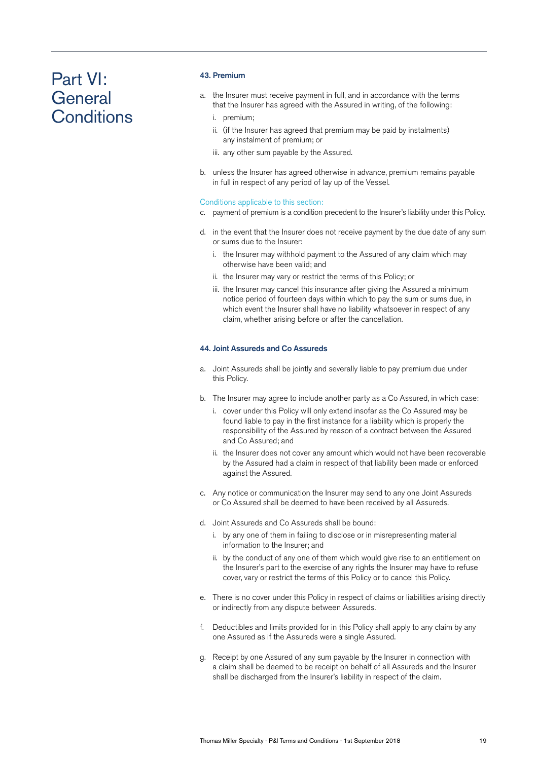# Part VI: General Conditions

### 43. Premium

a. the Insurer must receive payment in full, and in accordance with the terms that the Insurer has agreed with the Assured in writing, of the following:
   i. premium;
   ii. (if the Insurer has agreed that premium may be paid by instalments) any instalment of premium; or
   iii. any other sum payable by the Assured.

b. unless the Insurer has agreed otherwise in advance, premium remains payable in full in respect of any period of lay up of the Vessel.

Conditions applicable to this section:

c. payment of premium is a condition precedent to the Insurer's liability under this Policy.

d. in the event that the Insurer does not receive payment by the due date of any sum or sums due to the Insurer:
   i. the Insurer may withhold payment to the Assured of any claim which may otherwise have been valid; and
   ii. the Insurer may vary or restrict the terms of this Policy; or
   iii. the Insurer may cancel this insurance after giving the Assured a minimum notice period of fourteen days within which to pay the sum or sums due, in which event the Insurer shall have no liability whatsoever in respect of any claim, whether arising before or after the cancellation.

### 44. Joint Assureds and Co Assureds

a. Joint Assureds shall be jointly and severally liable to pay premium due under this Policy.

b. The Insurer may agree to include another party as a Co Assured, in which case:
   i. cover under this Policy will only extend insofar as the Co Assured may be found liable to pay in the first instance for a liability which is properly the responsibility of the Assured by reason of a contract between the Assured and Co Assured; and
   ii. the Insurer does not cover any amount which would not have been recoverable by the Assured had a claim in respect of that liability been made or enforced against the Assured.

c. Any notice or communication the Insurer may send to any one Joint Assureds or Co Assured shall be deemed to have been received by all Assureds.

d. Joint Assureds and Co Assureds shall be bound:
   i. by any one of them in failing to disclose or in misrepresenting material information to the Insurer; and
   ii. by the conduct of any one of them which would give rise to an entitlement on the Insurer's part to the exercise of any rights the Insurer may have to refuse cover, vary or restrict the terms of this Policy or to cancel this Policy.

e. There is no cover under this Policy in respect of claims or liabilities arising directly or indirectly from any dispute between Assureds.

f. Deductibles and limits provided for in this Policy shall apply to any claim by any one Assured as if the Assureds were a single Assured.

g. Receipt by one Assured of any sum payable by the Insurer in connection with a claim shall be deemed to be receipt on behalf of all Assureds and the Insurer shall be discharged from the Insurer's liability in respect of the claim.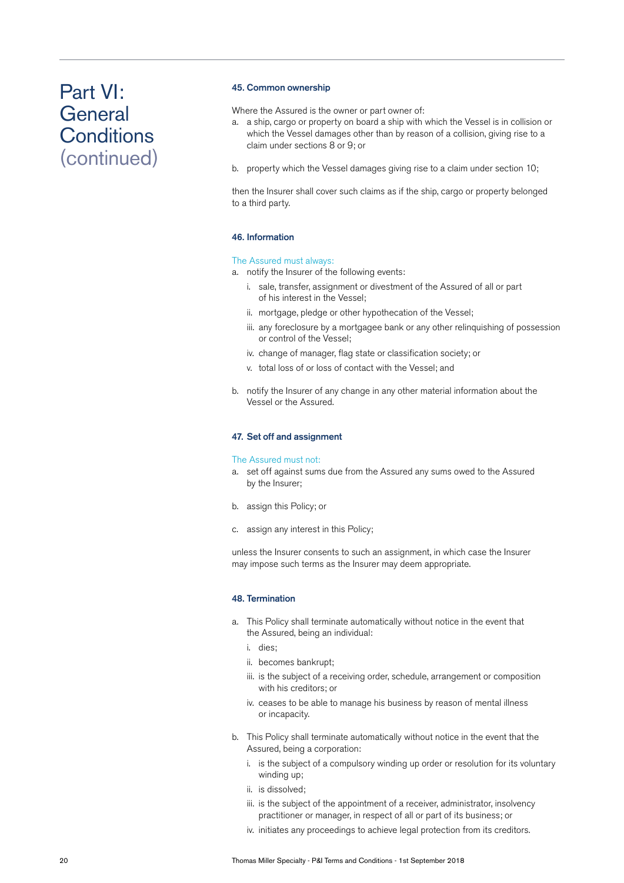# Part VI: General Conditions (continued)

### 45. Common ownership

Where the Assured is the owner or part owner of:

a. a ship, cargo or property on board a ship with which the Vessel is in collision or which the Vessel damages other than by reason of a collision, giving rise to a claim under sections 8 or 9; or

b. property which the Vessel damages giving rise to a claim under section 10;

then the Insurer shall cover such claims as if the ship, cargo or property belonged to a third party.

### 46. Information

The Assured must always:

a. notify the Insurer of the following events:
   i. sale, transfer, assignment or divestment of the Assured of all or part of his interest in the Vessel;
   ii. mortgage, pledge or other hypothecation of the Vessel;
   iii. any foreclosure by a mortgagee bank or any other relinquishing of possession or control of the Vessel;
   iv. change of manager, flag state or classification society; or
   v. total loss of or loss of contact with the Vessel; and

b. notify the Insurer of any change in any other material information about the Vessel or the Assured.

### 47. Set off and assignment

The Assured must not:

a. set off against sums due from the Assured any sums owed to the Assured by the Insurer;

b. assign this Policy; or

c. assign any interest in this Policy;

unless the Insurer consents to such an assignment, in which case the Insurer may impose such terms as the Insurer may deem appropriate.

### 48. Termination

a. This Policy shall terminate automatically without notice in the event that the Assured, being an individual:
   i. dies;
   ii. becomes bankrupt;
   iii. is the subject of a receiving order, schedule, arrangement or composition with his creditors; or
   iv. ceases to be able to manage his business by reason of mental illness or incapacity.

b. This Policy shall terminate automatically without notice in the event that the Assured, being a corporation:
   i. is the subject of a compulsory winding up order or resolution for its voluntary winding up;
   ii. is dissolved;
   iii. is the subject of the appointment of a receiver, administrator, insolvency practitioner or manager, in respect of all or part of its business; or
   iv. initiates any proceedings to achieve legal protection from its creditors.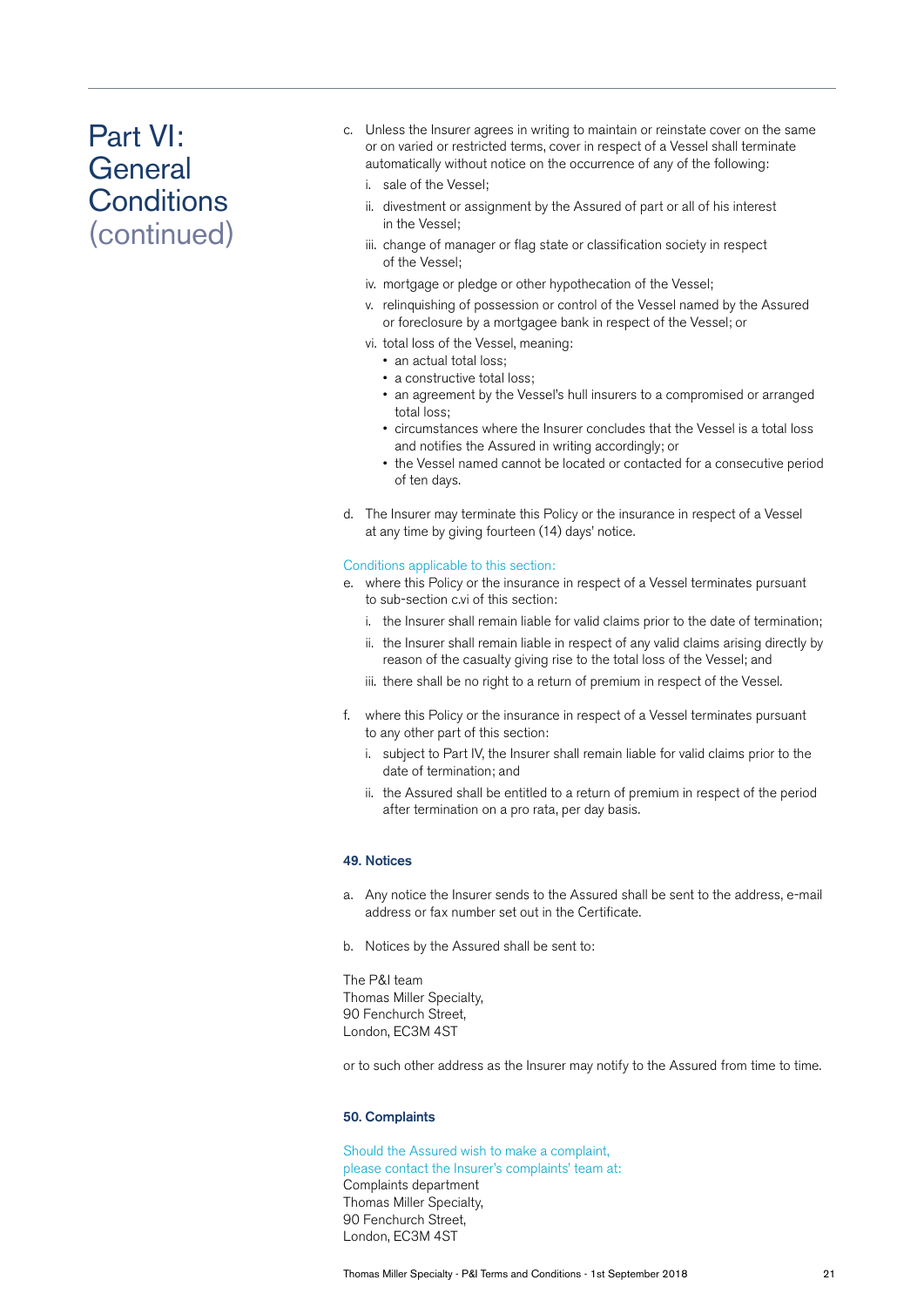# Part VI: General Conditions (continued)

c. Unless the Insurer agrees in writing to maintain or reinstate cover on the same or on varied or restricted terms, cover in respect of a Vessel shall terminate automatically without notice on the occurrence of any of the following:

   i. sale of the Vessel;

   ii. divestment or assignment by the Assured of part or all of his interest in the Vessel;

   iii. change of manager or flag state or classification society in respect of the Vessel;

   iv. mortgage or pledge or other hypothecation of the Vessel;

   v. relinquishing of possession or control of the Vessel named by the Assured or foreclosure by a mortgagee bank in respect of the Vessel; or

   vi. total loss of the Vessel, meaning:
      - an actual total loss;
      - a constructive total loss;
      - an agreement by the Vessel's hull insurers to a compromised or arranged total loss;
      - circumstances where the Insurer concludes that the Vessel is a total loss and notifies the Assured in writing accordingly; or
      - the Vessel named cannot be located or contacted for a consecutive period of ten days.

d. The Insurer may terminate this Policy or the insurance in respect of a Vessel at any time by giving fourteen (14) days' notice.

Conditions applicable to this section:

e. where this Policy or the insurance in respect of a Vessel terminates pursuant to sub-section c.vi of this section:

   i. the Insurer shall remain liable for valid claims prior to the date of termination;

   ii. the Insurer shall remain liable in respect of any valid claims arising directly by reason of the casualty giving rise to the total loss of the Vessel; and

   iii. there shall be no right to a return of premium in respect of the Vessel.

f. where this Policy or the insurance in respect of a Vessel terminates pursuant to any other part of this section:

   i. subject to Part IV, the Insurer shall remain liable for valid claims prior to the date of termination; and

   ii. the Assured shall be entitled to a return of premium in respect of the period after termination on a pro rata, per day basis.

### 49. Notices

a. Any notice the Insurer sends to the Assured shall be sent to the address, e-mail address or fax number set out in the Certificate.

b. Notices by the Assured shall be sent to:

The P&I team
Thomas Miller Specialty,
90 Fenchurch Street,
London, EC3M 4ST

or to such other address as the Insurer may notify to the Assured from time to time.

### 50. Complaints

Should the Assured wish to make a complaint, please contact the Insurer's complaints' team at:
Complaints department
Thomas Miller Specialty,
90 Fenchurch Street,
London, EC3M 4ST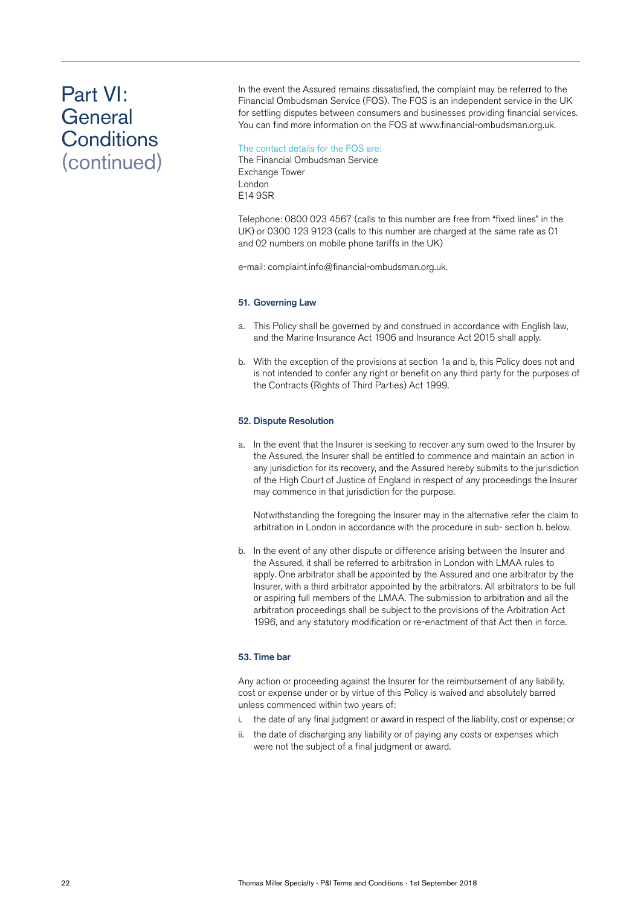# Part VI: General Conditions (continued)

In the event the Assured remains dissatisfied, the complaint may be referred to the Financial Ombudsman Service (FOS). The FOS is an independent service in the UK for settling disputes between consumers and businesses providing financial services. You can find more information on the FOS at www.financial-ombudsman.org.uk.

The contact details for the FOS are:
The Financial Ombudsman Service
Exchange Tower
London
E14 9SR

Telephone: 0800 023 4567 (calls to this number are free from "fixed lines" in the UK) or 0300 123 9123 (calls to this number are charged at the same rate as 01 and 02 numbers on mobile phone tariffs in the UK)

e-mail: complaint.info@financial-ombudsman.org.uk.

### 51. Governing Law

a. This Policy shall be governed by and construed in accordance with English law, and the Marine Insurance Act 1906 and Insurance Act 2015 shall apply.

b. With the exception of the provisions at section 1a and b, this Policy does not and is not intended to confer any right or benefit on any third party for the purposes of the Contracts (Rights of Third Parties) Act 1999.

### 52. Dispute Resolution

a. In the event that the Insurer is seeking to recover any sum owed to the Insurer by the Assured, the Insurer shall be entitled to commence and maintain an action in any jurisdiction for its recovery, and the Assured hereby submits to the jurisdiction of the High Court of Justice of England in respect of any proceedings the Insurer may commence in that jurisdiction for the purpose.

   Notwithstanding the foregoing the Insurer may in the alternative refer the claim to arbitration in London in accordance with the procedure in sub- section b. below.

b. In the event of any other dispute or difference arising between the Insurer and the Assured, it shall be referred to arbitration in London with LMAA rules to apply. One arbitrator shall be appointed by the Assured and one arbitrator by the Insurer, with a third arbitrator appointed by the arbitrators. All arbitrators to be full or aspiring full members of the LMAA. The submission to arbitration and all the arbitration proceedings shall be subject to the provisions of the Arbitration Act 1996, and any statutory modification or re-enactment of that Act then in force.

### 53. Time bar

Any action or proceeding against the Insurer for the reimbursement of any liability, cost or expense under or by virtue of this Policy is waived and absolutely barred unless commenced within two years of:

i. the date of any final judgment or award in respect of the liability, cost or expense; or
ii. the date of discharging any liability or of paying any costs or expenses which were not the subject of a final judgment or award.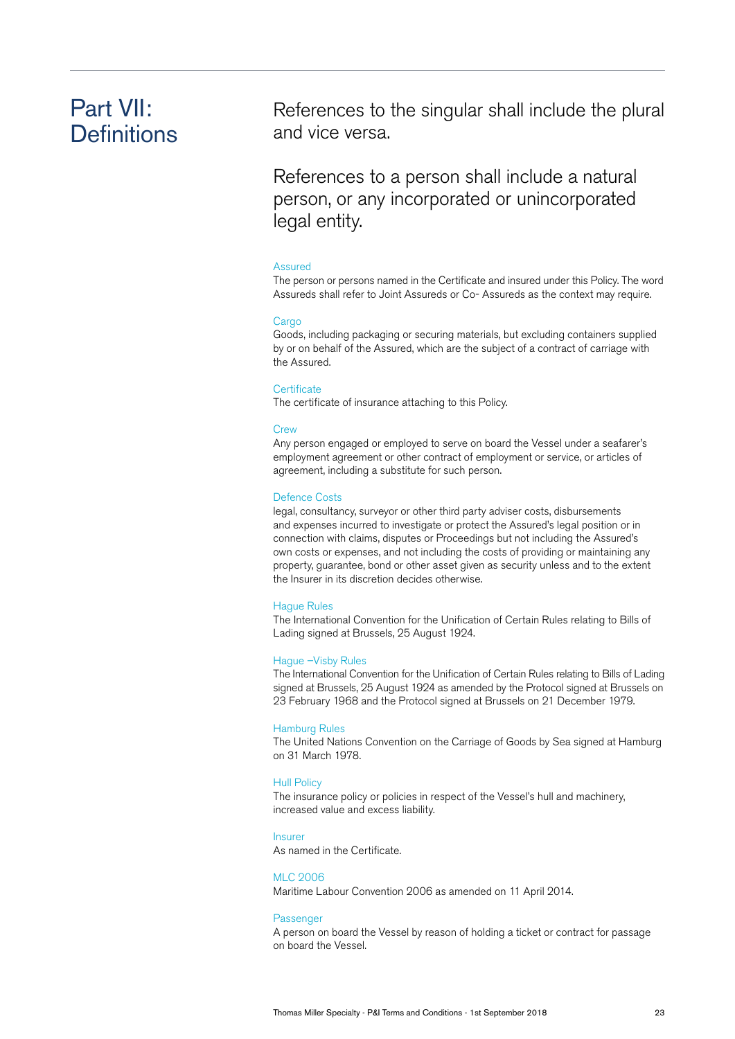# Part VII: Definitions

References to the singular shall include the plural and vice versa.

References to a person shall include a natural person, or any incorporated or unincorporated legal entity.

### Assured

The person or persons named in the Certificate and insured under this Policy. The word Assureds shall refer to Joint Assureds or Co- Assureds as the context may require.

### Cargo

Goods, including packaging or securing materials, but excluding containers supplied by or on behalf of the Assured, which are the subject of a contract of carriage with the Assured.

### Certificate

The certificate of insurance attaching to this Policy.

### Crew

Any person engaged or employed to serve on board the Vessel under a seafarer's employment agreement or other contract of employment or service, or articles of agreement, including a substitute for such person.

### Defence Costs

legal, consultancy, surveyor or other third party adviser costs, disbursements and expenses incurred to investigate or protect the Assured's legal position or in connection with claims, disputes or Proceedings but not including the Assured's own costs or expenses, and not including the costs of providing or maintaining any property, guarantee, bond or other asset given as security unless and to the extent the Insurer in its discretion decides otherwise.

### Hague Rules

The International Convention for the Unification of Certain Rules relating to Bills of Lading signed at Brussels, 25 August 1924.

### Hague –Visby Rules

The International Convention for the Unification of Certain Rules relating to Bills of Lading signed at Brussels, 25 August 1924 as amended by the Protocol signed at Brussels on 23 February 1968 and the Protocol signed at Brussels on 21 December 1979.

### Hamburg Rules

The United Nations Convention on the Carriage of Goods by Sea signed at Hamburg on 31 March 1978.

### Hull Policy

The insurance policy or policies in respect of the Vessel's hull and machinery, increased value and excess liability.

### Insurer

As named in the Certificate.

### MLC 2006

Maritime Labour Convention 2006 as amended on 11 April 2014.

### Passenger

A person on board the Vessel by reason of holding a ticket or contract for passage on board the Vessel.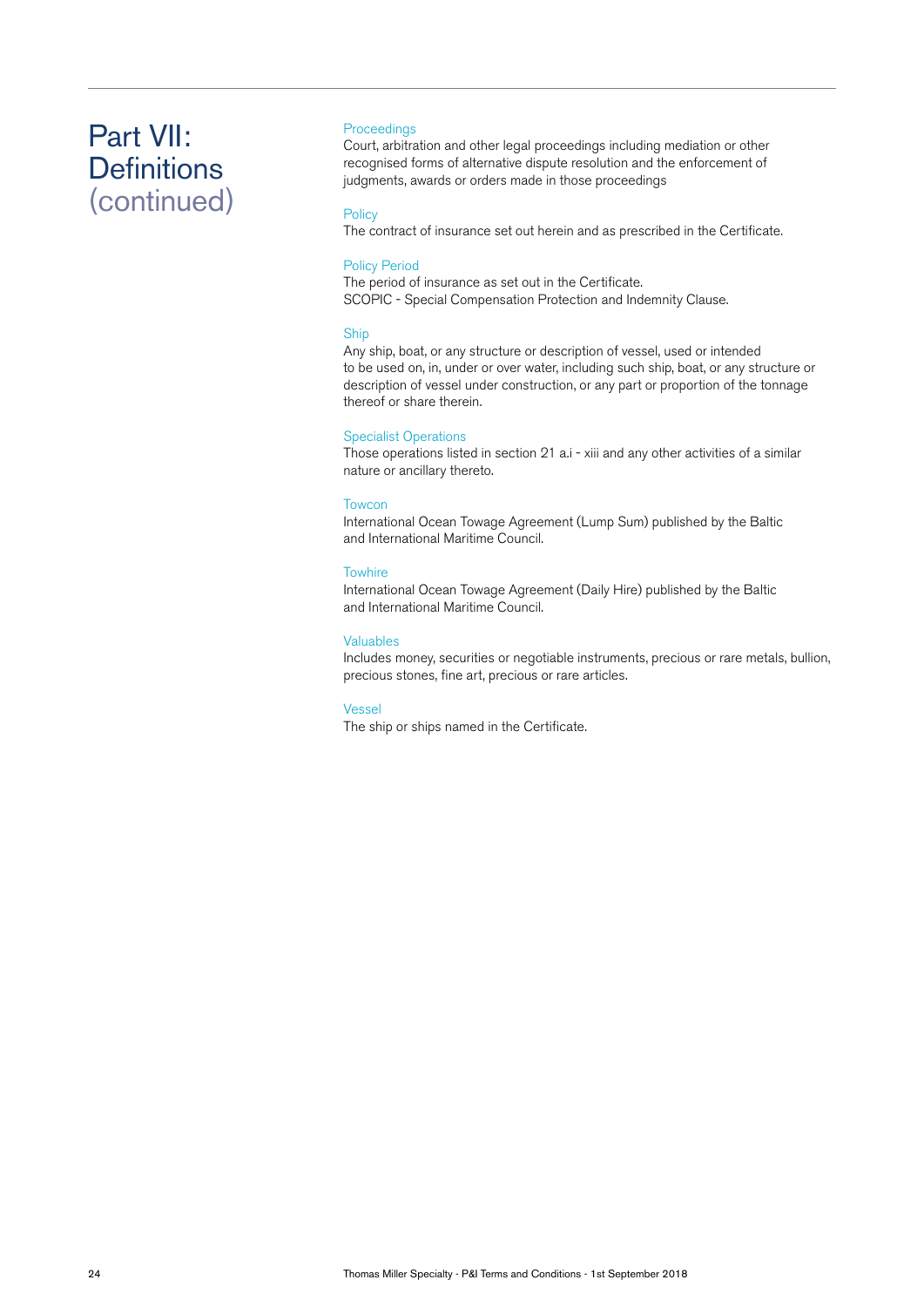# Part VII: Definitions (continued)

**Proceedings**
Court, arbitration and other legal proceedings including mediation or other recognised forms of alternative dispute resolution and the enforcement of judgments, awards or orders made in those proceedings

**Policy**
The contract of insurance set out herein and as prescribed in the Certificate.

**Policy Period**
The period of insurance as set out in the Certificate.
SCOPIC - Special Compensation Protection and Indemnity Clause.

**Ship**
Any ship, boat, or any structure or description of vessel, used or intended to be used on, in, under or over water, including such ship, boat, or any structure or description of vessel under construction, or any part or proportion of the tonnage thereof or share therein.

**Specialist Operations**
Those operations listed in section 21 a.i - xiii and any other activities of a similar nature or ancillary thereto.

**Towcon**
International Ocean Towage Agreement (Lump Sum) published by the Baltic and International Maritime Council.

**Towhire**
International Ocean Towage Agreement (Daily Hire) published by the Baltic and International Maritime Council.

**Valuables**
Includes money, securities or negotiable instruments, precious or rare metals, bullion, precious stones, fine art, precious or rare articles.

**Vessel**
The ship or ships named in the Certificate.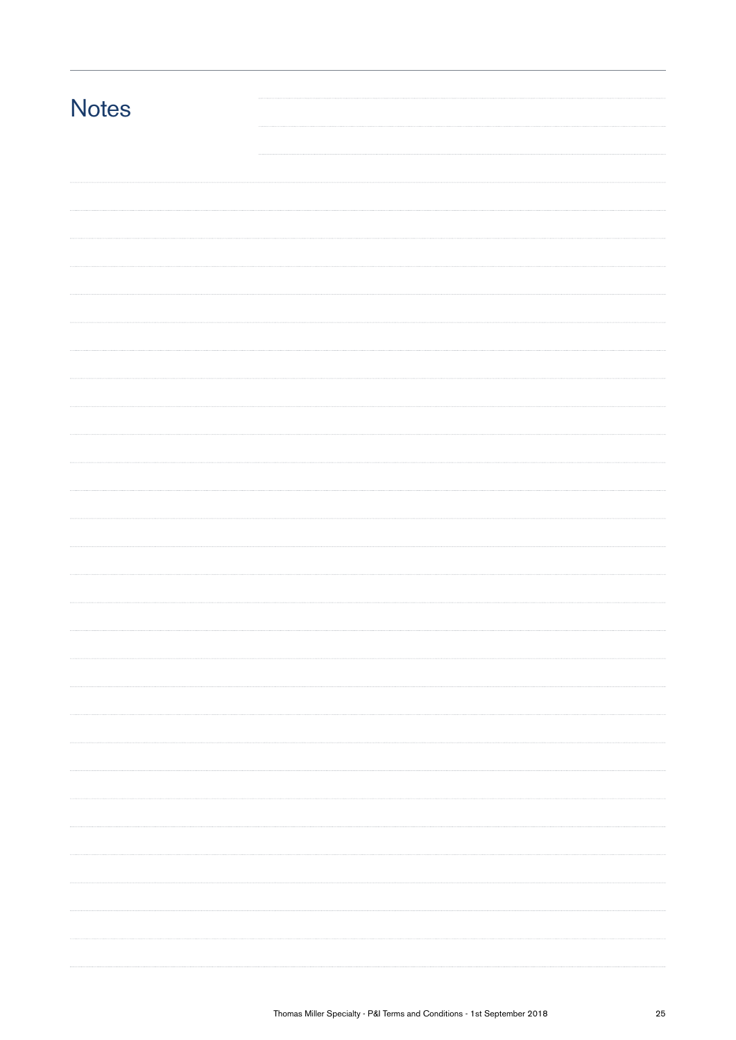# Notes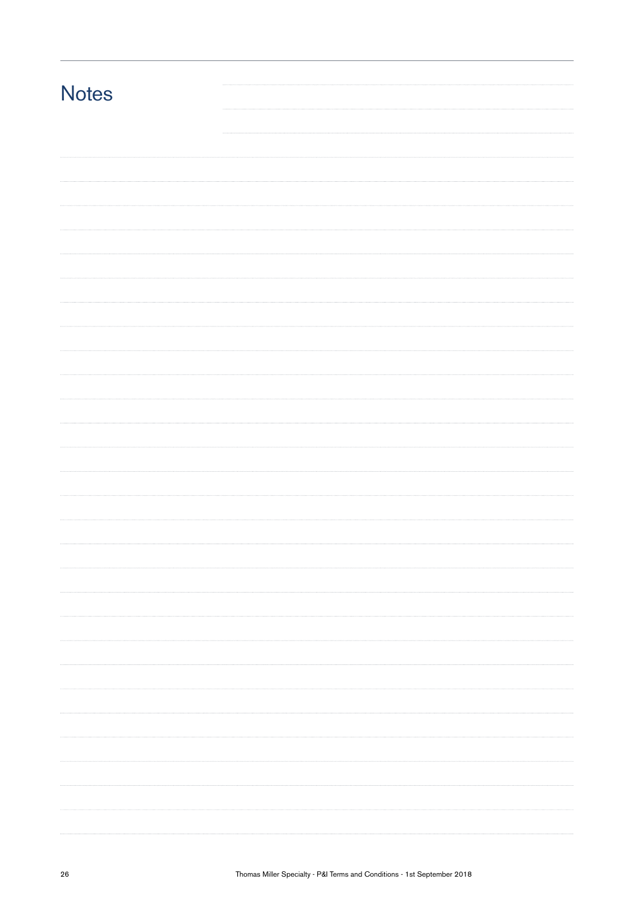# Notes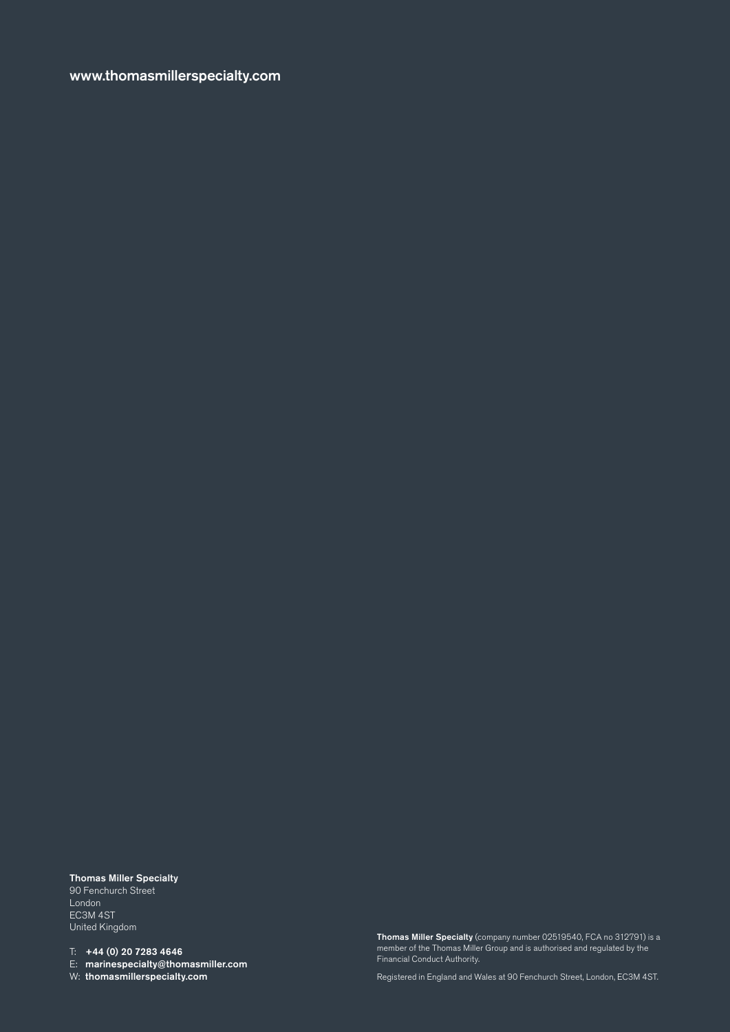www.thomasmillerspecialty.com

**Thomas Miller Specialty**
90 Fenchurch Street
London
EC3M 4ST
United Kingdom

T: **+44 (0) 20 7283 4646**
E: **marinespecialty@thomasmiller.com**
W: **thomasmillerspecialty.com**

**Thomas Miller Specialty** (company number 02519540, FCA no 312791) is a member of the Thomas Miller Group and is authorised and regulated by the Financial Conduct Authority.

Registered in England and Wales at 90 Fenchurch Street, London, EC3M 4ST.